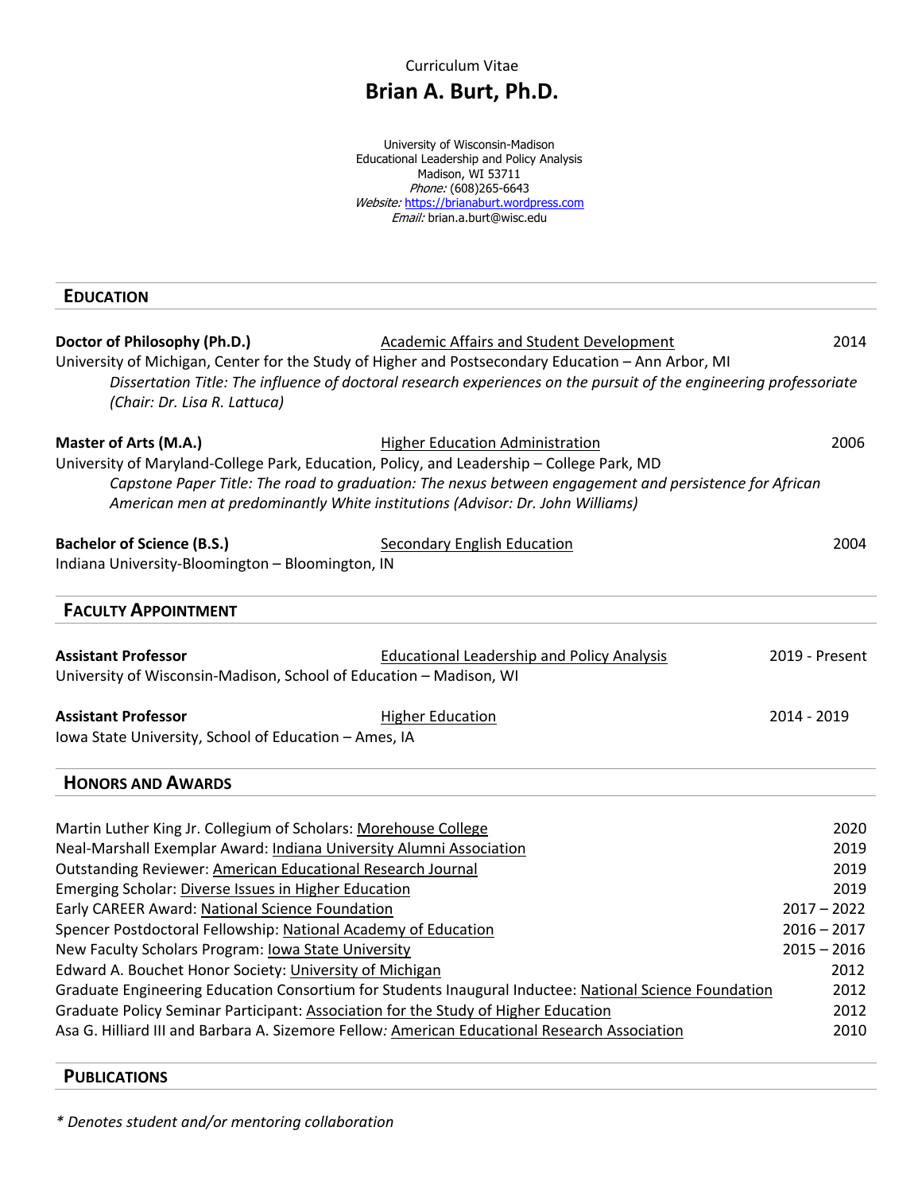Curriculum Vitae

# Brian A. Burt, Ph.D.

University of Wisconsin-Madison
Educational Leadership and Policy Analysis
Madison, WI 53711
*Phone:* (608)265-6643
*Website:* https://brianaburt.wordpress.com
*Email:* brian.a.burt@wisc.edu

## EDUCATION

**Doctor of Philosophy (Ph.D.)** — Academic Affairs and Student Development — 2014
University of Michigan, Center for the Study of Higher and Postsecondary Education – Ann Arbor, MI
*Dissertation Title: The influence of doctoral research experiences on the pursuit of the engineering professoriate (Chair: Dr. Lisa R. Lattuca)*

**Master of Arts (M.A.)** — Higher Education Administration — 2006
University of Maryland-College Park, Education, Policy, and Leadership – College Park, MD
*Capstone Paper Title: The road to graduation: The nexus between engagement and persistence for African American men at predominantly White institutions (Advisor: Dr. John Williams)*

**Bachelor of Science (B.S.)** — Secondary English Education — 2004
Indiana University-Bloomington – Bloomington, IN

## FACULTY APPOINTMENT

**Assistant Professor** — Educational Leadership and Policy Analysis — 2019 - Present
University of Wisconsin-Madison, School of Education – Madison, WI

**Assistant Professor** — Higher Education — 2014 - 2019
Iowa State University, School of Education – Ames, IA

## HONORS AND AWARDS

- Martin Luther King Jr. Collegium of Scholars: Morehouse College — 2020
- Neal-Marshall Exemplar Award: Indiana University Alumni Association — 2019
- Outstanding Reviewer: American Educational Research Journal — 2019
- Emerging Scholar: Diverse Issues in Higher Education — 2019
- Early CAREER Award: National Science Foundation — 2017 – 2022
- Spencer Postdoctoral Fellowship: National Academy of Education — 2016 – 2017
- New Faculty Scholars Program: Iowa State University — 2015 – 2016
- Edward A. Bouchet Honor Society: University of Michigan — 2012
- Graduate Engineering Education Consortium for Students Inaugural Inductee: National Science Foundation — 2012
- Graduate Policy Seminar Participant: Association for the Study of Higher Education — 2012
- Asa G. Hilliard III and Barbara A. Sizemore Fellow: American Educational Research Association — 2010

## PUBLICATIONS

*\* Denotes student and/or mentoring collaboration*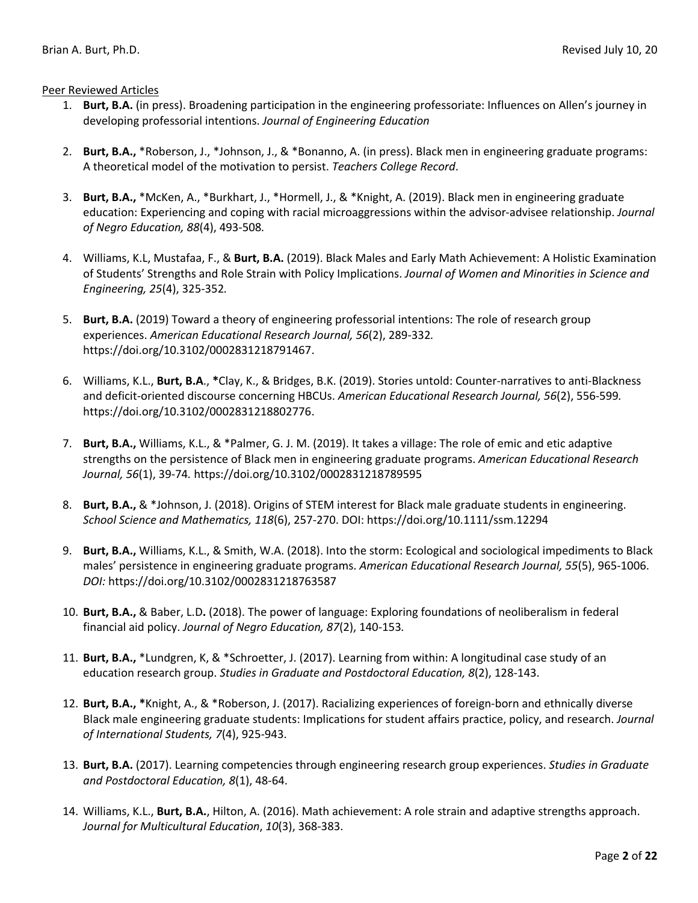Peer Reviewed Articles

1. **Burt, B.A.** (in press). Broadening participation in the engineering professoriate: Influences on Allen's journey in developing professorial intentions. *Journal of Engineering Education*

2. **Burt, B.A.,** *Roberson, J., *Johnson, J., & *Bonanno, A. (in press). Black men in engineering graduate programs: A theoretical model of the motivation to persist. *Teachers College Record*.

3. **Burt, B.A.,** *McKen, A., *Burkhart, J., *Hormell, J., & *Knight, A. (2019). Black men in engineering graduate education: Experiencing and coping with racial microaggressions within the advisor-advisee relationship. *Journal of Negro Education, 88*(4), 493-508.

4. Williams, K.L, Mustafaa, F., & **Burt, B.A.** (2019). Black Males and Early Math Achievement: A Holistic Examination of Students' Strengths and Role Strain with Policy Implications. *Journal of Women and Minorities in Science and Engineering, 25*(4), 325-352.

5. **Burt, B.A.** (2019) Toward a theory of engineering professorial intentions: The role of research group experiences. *American Educational Research Journal, 56*(2), 289-332. https://doi.org/10.3102/0002831218791467.

6. Williams, K.L., **Burt, B.A**., *Clay, K., & Bridges, B.K. (2019). Stories untold: Counter-narratives to anti-Blackness and deficit-oriented discourse concerning HBCUs. *American Educational Research Journal, 56*(2), 556-599. https://doi.org/10.3102/0002831218802776.

7. **Burt, B.A.,** Williams, K.L., & *Palmer, G. J. M. (2019). It takes a village: The role of emic and etic adaptive strengths on the persistence of Black men in engineering graduate programs. *American Educational Research Journal, 56*(1), 39-74. https://doi.org/10.3102/0002831218789595

8. **Burt, B.A.,** & *Johnson, J. (2018). Origins of STEM interest for Black male graduate students in engineering. *School Science and Mathematics, 118*(6), 257-270. DOI: https://doi.org/10.1111/ssm.12294

9. **Burt, B.A.,** Williams, K.L., & Smith, W.A. (2018). Into the storm: Ecological and sociological impediments to Black males' persistence in engineering graduate programs. *American Educational Research Journal, 55*(5), 965-1006. *DOI:* https://doi.org/10.3102/0002831218763587

10. **Burt, B.A.,** & Baber, L.D**.** (2018). The power of language: Exploring foundations of neoliberalism in federal financial aid policy. *Journal of Negro Education, 87*(2), 140-153.

11. **Burt, B.A.,** *Lundgren, K, & *Schroetter, J. (2017). Learning from within: A longitudinal case study of an education research group. *Studies in Graduate and Postdoctoral Education, 8*(2), 128-143.

12. **Burt, B.A., ***Knight, A., & *Roberson, J. (2017). Racializing experiences of foreign-born and ethnically diverse Black male engineering graduate students: Implications for student affairs practice, policy, and research. *Journal of International Students, 7*(4), 925-943.

13. **Burt, B.A.** (2017). Learning competencies through engineering research group experiences. *Studies in Graduate and Postdoctoral Education, 8*(1), 48-64.

14. Williams, K.L., **Burt, B.A.**, Hilton, A. (2016). Math achievement: A role strain and adaptive strengths approach. *Journal for Multicultural Education*, *10*(3), 368-383.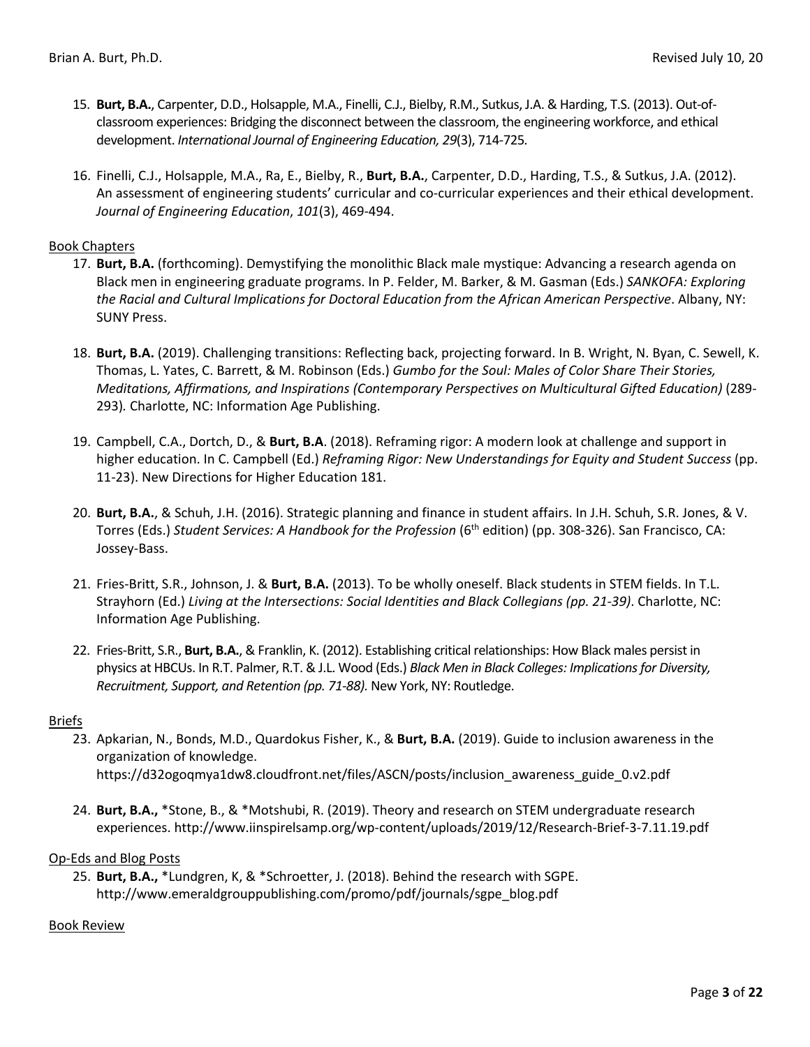15. **Burt, B.A.**, Carpenter, D.D., Holsapple, M.A., Finelli, C.J., Bielby, R.M., Sutkus, J.A. & Harding, T.S. (2013). Out-of-classroom experiences: Bridging the disconnect between the classroom, the engineering workforce, and ethical development. *International Journal of Engineering Education, 29*(3), 714-725.

16. Finelli, C.J., Holsapple, M.A., Ra, E., Bielby, R., **Burt, B.A.**, Carpenter, D.D., Harding, T.S., & Sutkus, J.A. (2012). An assessment of engineering students' curricular and co-curricular experiences and their ethical development. *Journal of Engineering Education*, *101*(3), 469-494.

Book Chapters

17. **Burt, B.A.** (forthcoming). Demystifying the monolithic Black male mystique: Advancing a research agenda on Black men in engineering graduate programs. In P. Felder, M. Barker, & M. Gasman (Eds.) *SANKOFA: Exploring the Racial and Cultural Implications for Doctoral Education from the African American Perspective*. Albany, NY: SUNY Press.

18. **Burt, B.A.** (2019). Challenging transitions: Reflecting back, projecting forward. In B. Wright, N. Byan, C. Sewell, K. Thomas, L. Yates, C. Barrett, & M. Robinson (Eds.) *Gumbo for the Soul: Males of Color Share Their Stories, Meditations, Affirmations, and Inspirations (Contemporary Perspectives on Multicultural Gifted Education)* (289-293)*.* Charlotte, NC: Information Age Publishing.

19. Campbell, C.A., Dortch, D., & **Burt, B.A**. (2018). Reframing rigor: A modern look at challenge and support in higher education. In C. Campbell (Ed.) *Reframing Rigor: New Understandings for Equity and Student Success* (pp. 11-23). New Directions for Higher Education 181.

20. **Burt, B.A.**, & Schuh, J.H. (2016). Strategic planning and finance in student affairs. In J.H. Schuh, S.R. Jones, & V. Torres (Eds.) *Student Services: A Handbook for the Profession* (6th edition) (pp. 308-326). San Francisco, CA: Jossey-Bass.

21. Fries-Britt, S.R., Johnson, J. & **Burt, B.A.** (2013). To be wholly oneself. Black students in STEM fields. In T.L. Strayhorn (Ed.) *Living at the Intersections: Social Identities and Black Collegians (pp. 21-39)*. Charlotte, NC: Information Age Publishing.

22. Fries-Britt, S.R., **Burt, B.A.**, & Franklin, K. (2012). Establishing critical relationships: How Black males persist in physics at HBCUs. In R.T. Palmer, R.T. & J.L. Wood (Eds.) *Black Men in Black Colleges: Implications for Diversity, Recruitment, Support, and Retention (pp. 71-88).* New York, NY: Routledge.

Briefs

23. Apkarian, N., Bonds, M.D., Quardokus Fisher, K., & **Burt, B.A.** (2019). Guide to inclusion awareness in the organization of knowledge. https://d32ogoqmya1dw8.cloudfront.net/files/ASCN/posts/inclusion_awareness_guide_0.v2.pdf

24. **Burt, B.A.,** *Stone, B., & *Motshubi, R. (2019). Theory and research on STEM undergraduate research experiences. http://www.iinspirelsamp.org/wp-content/uploads/2019/12/Research-Brief-3-7.11.19.pdf

Op-Eds and Blog Posts

25. **Burt, B.A.,** *Lundgren, K, & *Schroetter, J. (2018). Behind the research with SGPE. http://www.emeraldgrouppublishing.com/promo/pdf/journals/sgpe_blog.pdf

Book Review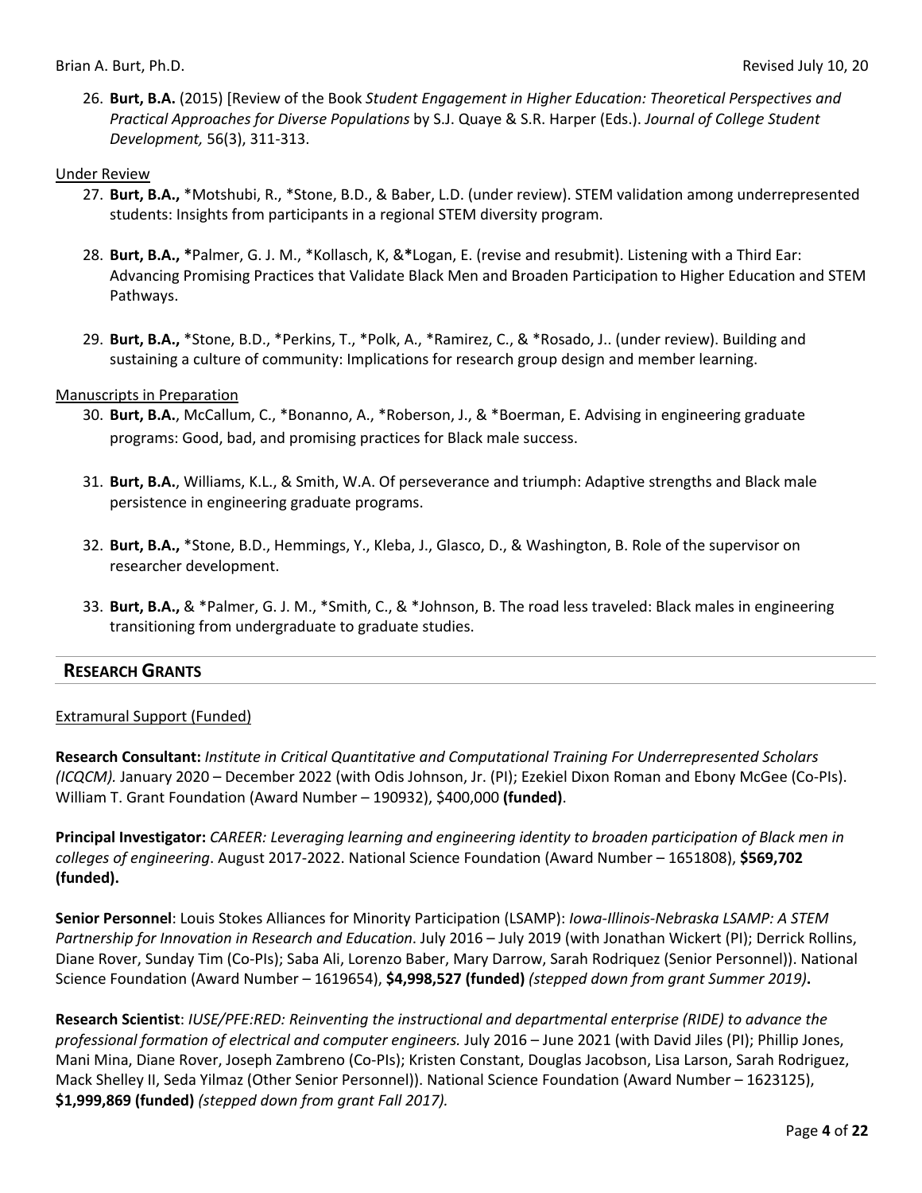26. **Burt, B.A.** (2015) [Review of the Book *Student Engagement in Higher Education: Theoretical Perspectives and Practical Approaches for Diverse Populations* by S.J. Quaye & S.R. Harper (Eds.). *Journal of College Student Development,* 56(3), 311-313.

Under Review

27. **Burt, B.A.,** *Motshubi, R., *Stone, B.D., & Baber, L.D. (under review). STEM validation among underrepresented students: Insights from participants in a regional STEM diversity program.

28. **Burt, B.A., ***Palmer, G. J. M., *Kollasch, K, &***Logan, E. (revise and resubmit). Listening with a Third Ear: Advancing Promising Practices that Validate Black Men and Broaden Participation to Higher Education and STEM Pathways.

29. **Burt, B.A.,** *Stone, B.D., *Perkins, T., *Polk, A., *Ramirez, C., & *Rosado, J.. (under review). Building and sustaining a culture of community: Implications for research group design and member learning.

Manuscripts in Preparation

30. **Burt, B.A.**, McCallum, C., *Bonanno, A., *Roberson, J., & *Boerman, E. Advising in engineering graduate programs: Good, bad, and promising practices for Black male success.

31. **Burt, B.A.**, Williams, K.L., & Smith, W.A. Of perseverance and triumph: Adaptive strengths and Black male persistence in engineering graduate programs.

32. **Burt, B.A.,** *Stone, B.D., Hemmings, Y., Kleba, J., Glasco, D., & Washington, B. Role of the supervisor on researcher development.

33. **Burt, B.A.,** & *Palmer, G. J. M., *Smith, C., & *Johnson, B. The road less traveled: Black males in engineering transitioning from undergraduate to graduate studies.

## RESEARCH GRANTS

Extramural Support (Funded)

**Research Consultant:** *Institute in Critical Quantitative and Computational Training For Underrepresented Scholars (ICQCM).* January 2020 – December 2022 (with Odis Johnson, Jr. (PI); Ezekiel Dixon Roman and Ebony McGee (Co-PIs). William T. Grant Foundation (Award Number – 190932), $400,000 **(funded)**.

**Principal Investigator:** *CAREER: Leveraging learning and engineering identity to broaden participation of Black men in colleges of engineering*. August 2017-2022. National Science Foundation (Award Number – 1651808), **$569,702 (funded).**

**Senior Personnel**: Louis Stokes Alliances for Minority Participation (LSAMP): *Iowa-Illinois-Nebraska LSAMP: A STEM Partnership for Innovation in Research and Education*. July 2016 – July 2019 (with Jonathan Wickert (PI); Derrick Rollins, Diane Rover, Sunday Tim (Co-PIs); Saba Ali, Lorenzo Baber, Mary Darrow, Sarah Rodriquez (Senior Personnel)). National Science Foundation (Award Number – 1619654), **$4,998,527 (funded)** *(stepped down from grant Summer 2019)***.**

**Research Scientist**: *IUSE/PFE:RED: Reinventing the instructional and departmental enterprise (RIDE) to advance the professional formation of electrical and computer engineers.* July 2016 – June 2021 (with David Jiles (PI); Phillip Jones, Mani Mina, Diane Rover, Joseph Zambreno (Co-PIs); Kristen Constant, Douglas Jacobson, Lisa Larson, Sarah Rodriguez, Mack Shelley II, Seda Yilmaz (Other Senior Personnel)). National Science Foundation (Award Number – 1623125), **$1,999,869 (funded)** *(stepped down from grant Fall 2017).*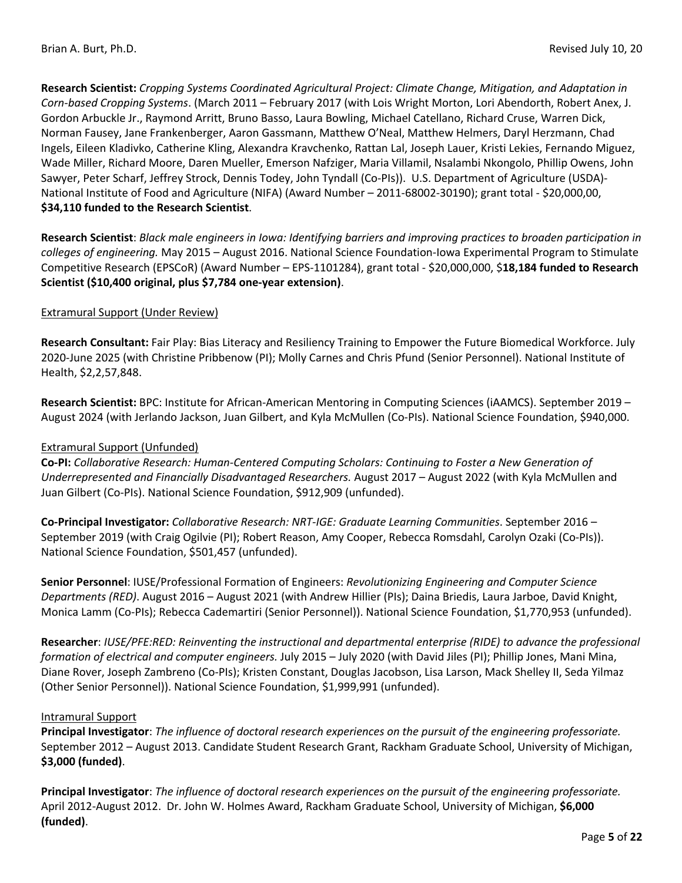**Research Scientist:** *Cropping Systems Coordinated Agricultural Project: Climate Change, Mitigation, and Adaptation in Corn-based Cropping Systems*. (March 2011 – February 2017 (with Lois Wright Morton, Lori Abendorth, Robert Anex, J. Gordon Arbuckle Jr., Raymond Arritt, Bruno Basso, Laura Bowling, Michael Catellano, Richard Cruse, Warren Dick, Norman Fausey, Jane Frankenberger, Aaron Gassmann, Matthew O'Neal, Matthew Helmers, Daryl Herzmann, Chad Ingels, Eileen Kladivko, Catherine Kling, Alexandra Kravchenko, Rattan Lal, Joseph Lauer, Kristi Lekies, Fernando Miguez, Wade Miller, Richard Moore, Daren Mueller, Emerson Nafziger, Maria Villamil, Nsalambi Nkongolo, Phillip Owens, John Sawyer, Peter Scharf, Jeffrey Strock, Dennis Todey, John Tyndall (Co-PIs)). U.S. Department of Agriculture (USDA)-National Institute of Food and Agriculture (NIFA) (Award Number – 2011-68002-30190); grant total - $20,000,00, **$34,110 funded to the Research Scientist**.

**Research Scientist**: *Black male engineers in Iowa: Identifying barriers and improving practices to broaden participation in colleges of engineering.* May 2015 – August 2016. National Science Foundation-Iowa Experimental Program to Stimulate Competitive Research (EPSCoR) (Award Number – EPS-1101284), grant total - $20,000,000, $**18,184 funded to Research Scientist ($10,400 original, plus $7,784 one-year extension)**.

Extramural Support (Under Review)

**Research Consultant:** Fair Play: Bias Literacy and Resiliency Training to Empower the Future Biomedical Workforce. July 2020-June 2025 (with Christine Pribbenow (PI); Molly Carnes and Chris Pfund (Senior Personnel). National Institute of Health, $2,2,57,848.

**Research Scientist:** BPC: Institute for African-American Mentoring in Computing Sciences (iAAMCS). September 2019 – August 2024 (with Jerlando Jackson, Juan Gilbert, and Kyla McMullen (Co-PIs). National Science Foundation, $940,000.

Extramural Support (Unfunded)

**Co-PI:** *Collaborative Research: Human-Centered Computing Scholars: Continuing to Foster a New Generation of Underrepresented and Financially Disadvantaged Researchers.* August 2017 – August 2022 (with Kyla McMullen and Juan Gilbert (Co-PIs). National Science Foundation, $912,909 (unfunded).

**Co-Principal Investigator:** *Collaborative Research: NRT-IGE: Graduate Learning Communities*. September 2016 – September 2019 (with Craig Ogilvie (PI); Robert Reason, Amy Cooper, Rebecca Romsdahl, Carolyn Ozaki (Co-PIs)). National Science Foundation, $501,457 (unfunded).

**Senior Personnel**: IUSE/Professional Formation of Engineers: *Revolutionizing Engineering and Computer Science Departments (RED)*. August 2016 – August 2021 (with Andrew Hillier (PIs); Daina Briedis, Laura Jarboe, David Knight, Monica Lamm (Co-PIs); Rebecca Cademartiri (Senior Personnel)). National Science Foundation, $1,770,953 (unfunded).

**Researcher**: *IUSE/PFE:RED: Reinventing the instructional and departmental enterprise (RIDE) to advance the professional formation of electrical and computer engineers.* July 2015 – July 2020 (with David Jiles (PI); Phillip Jones, Mani Mina, Diane Rover, Joseph Zambreno (Co-PIs); Kristen Constant, Douglas Jacobson, Lisa Larson, Mack Shelley II, Seda Yilmaz (Other Senior Personnel)). National Science Foundation, $1,999,991 (unfunded).

Intramural Support

**Principal Investigator**: *The influence of doctoral research experiences on the pursuit of the engineering professoriate.* September 2012 – August 2013. Candidate Student Research Grant, Rackham Graduate School, University of Michigan, **$3,000 (funded)**.

**Principal Investigator**: *The influence of doctoral research experiences on the pursuit of the engineering professoriate.* April 2012-August 2012. Dr. John W. Holmes Award, Rackham Graduate School, University of Michigan, **$6,000 (funded)**.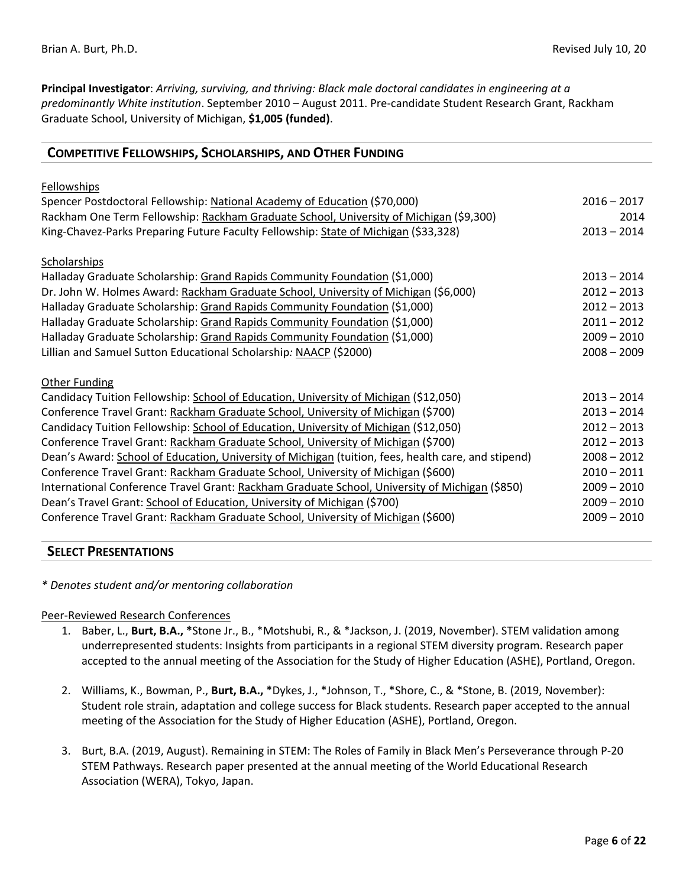**Principal Investigator**: *Arriving, surviving, and thriving: Black male doctoral candidates in engineering at a predominantly White institution*. September 2010 – August 2011. Pre-candidate Student Research Grant, Rackham Graduate School, University of Michigan, **$1,005 (funded)**.

## COMPETITIVE FELLOWSHIPS, SCHOLARSHIPS, AND OTHER FUNDING

<u>Fellowships</u>

| | |
|---|---|
| Spencer Postdoctoral Fellowship: <u>National Academy of Education</u> ($70,000) | 2016 – 2017 |
| Rackham One Term Fellowship: <u>Rackham Graduate School, University of Michigan</u> ($9,300) | 2014 |
| King-Chavez-Parks Preparing Future Faculty Fellowship: <u>State of Michigan</u> ($33,328) | 2013 – 2014 |

<u>Scholarships</u>

| | |
|---|---|
| Halladay Graduate Scholarship: <u>Grand Rapids Community Foundation</u> ($1,000) | 2013 – 2014 |
| Dr. John W. Holmes Award: <u>Rackham Graduate School, University of Michigan</u> ($6,000) | 2012 – 2013 |
| Halladay Graduate Scholarship: <u>Grand Rapids Community Foundation</u> ($1,000) | 2012 – 2013 |
| Halladay Graduate Scholarship: <u>Grand Rapids Community Foundation</u> ($1,000) | 2011 – 2012 |
| Halladay Graduate Scholarship: <u>Grand Rapids Community Foundation</u> ($1,000) | 2009 – 2010 |
| Lillian and Samuel Sutton Educational Scholarship*:* <u>NAACP</u> ($2000) | 2008 – 2009 |

<u>Other Funding</u>

| | |
|---|---|
| Candidacy Tuition Fellowship: <u>School of Education, University of Michigan</u> ($12,050) | 2013 – 2014 |
| Conference Travel Grant: <u>Rackham Graduate School, University of Michigan</u> ($700) | 2013 – 2014 |
| Candidacy Tuition Fellowship: <u>School of Education, University of Michigan</u> ($12,050) | 2012 – 2013 |
| Conference Travel Grant: <u>Rackham Graduate School, University of Michigan</u> ($700) | 2012 – 2013 |
| Dean's Award: <u>School of Education, University of Michigan</u> (tuition, fees, health care, and stipend) | 2008 – 2012 |
| Conference Travel Grant: <u>Rackham Graduate School, University of Michigan</u> ($600) | 2010 – 2011 |
| International Conference Travel Grant: <u>Rackham Graduate School, University of Michigan</u> ($850) | 2009 – 2010 |
| Dean's Travel Grant: <u>School of Education, University of Michigan</u> ($700) | 2009 – 2010 |
| Conference Travel Grant: <u>Rackham Graduate School, University of Michigan</u> ($600) | 2009 – 2010 |

## SELECT PRESENTATIONS

*\* Denotes student and/or mentoring collaboration*

<u>Peer-Reviewed Research Conferences</u>

1. Baber, L., **Burt, B.A., \***Stone Jr., B., \*Motshubi, R., & \*Jackson, J. (2019, November). STEM validation among underrepresented students: Insights from participants in a regional STEM diversity program. Research paper accepted to the annual meeting of the Association for the Study of Higher Education (ASHE), Portland, Oregon.

2. Williams, K., Bowman, P., **Burt, B.A.,** \*Dykes, J., \*Johnson, T., \*Shore, C., & \*Stone, B. (2019, November): Student role strain, adaptation and college success for Black students. Research paper accepted to the annual meeting of the Association for the Study of Higher Education (ASHE), Portland, Oregon.

3. Burt, B.A. (2019, August). Remaining in STEM: The Roles of Family in Black Men's Perseverance through P-20 STEM Pathways. Research paper presented at the annual meeting of the World Educational Research Association (WERA), Tokyo, Japan.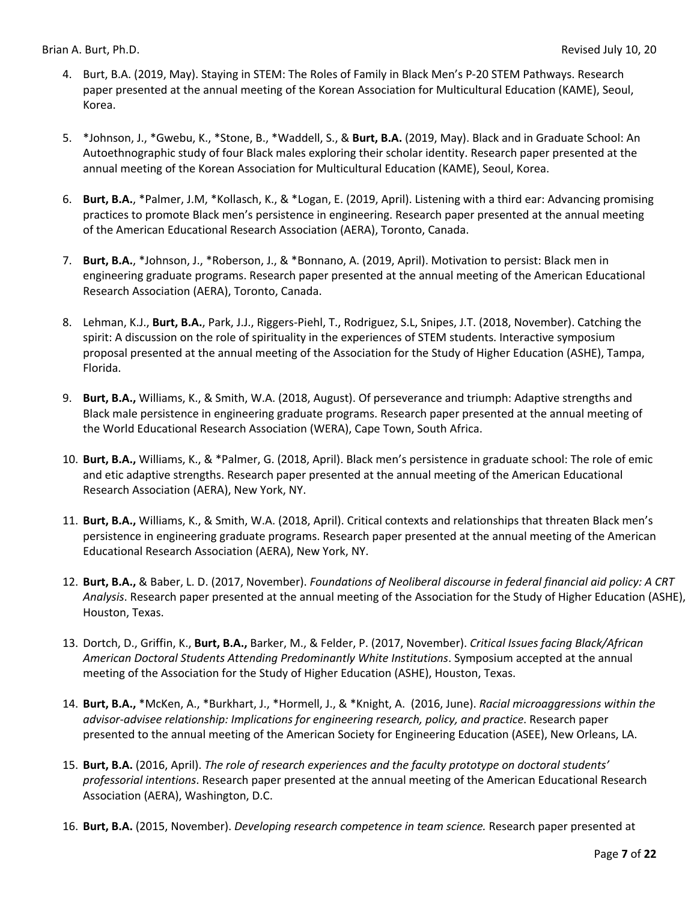4. Burt, B.A. (2019, May). Staying in STEM: The Roles of Family in Black Men's P-20 STEM Pathways. Research paper presented at the annual meeting of the Korean Association for Multicultural Education (KAME), Seoul, Korea.

5. *Johnson, J., *Gwebu, K., *Stone, B., *Waddell, S., & **Burt, B.A.** (2019, May). Black and in Graduate School: An Autoethnographic study of four Black males exploring their scholar identity. Research paper presented at the annual meeting of the Korean Association for Multicultural Education (KAME), Seoul, Korea.

6. **Burt, B.A.**, *Palmer, J.M, *Kollasch, K., & *Logan, E. (2019, April). Listening with a third ear: Advancing promising practices to promote Black men's persistence in engineering. Research paper presented at the annual meeting of the American Educational Research Association (AERA), Toronto, Canada.

7. **Burt, B.A.**, *Johnson, J., *Roberson, J., & *Bonnano, A. (2019, April). Motivation to persist: Black men in engineering graduate programs. Research paper presented at the annual meeting of the American Educational Research Association (AERA), Toronto, Canada.

8. Lehman, K.J., **Burt, B.A.**, Park, J.J., Riggers-Piehl, T., Rodriguez, S.L, Snipes, J.T. (2018, November). Catching the spirit: A discussion on the role of spirituality in the experiences of STEM students. Interactive symposium proposal presented at the annual meeting of the Association for the Study of Higher Education (ASHE), Tampa, Florida.

9. **Burt, B.A.,** Williams, K., & Smith, W.A. (2018, August). Of perseverance and triumph: Adaptive strengths and Black male persistence in engineering graduate programs. Research paper presented at the annual meeting of the World Educational Research Association (WERA), Cape Town, South Africa.

10. **Burt, B.A.,** Williams, K., & *Palmer, G. (2018, April). Black men's persistence in graduate school: The role of emic and etic adaptive strengths. Research paper presented at the annual meeting of the American Educational Research Association (AERA), New York, NY.

11. **Burt, B.A.,** Williams, K., & Smith, W.A. (2018, April). Critical contexts and relationships that threaten Black men's persistence in engineering graduate programs. Research paper presented at the annual meeting of the American Educational Research Association (AERA), New York, NY.

12. **Burt, B.A.,** & Baber, L. D. (2017, November). *Foundations of Neoliberal discourse in federal financial aid policy: A CRT Analysis*. Research paper presented at the annual meeting of the Association for the Study of Higher Education (ASHE), Houston, Texas.

13. Dortch, D., Griffin, K., **Burt, B.A.,** Barker, M., & Felder, P. (2017, November). *Critical Issues facing Black/African American Doctoral Students Attending Predominantly White Institutions*. Symposium accepted at the annual meeting of the Association for the Study of Higher Education (ASHE), Houston, Texas.

14. **Burt, B.A.,** *McKen, A., *Burkhart, J., *Hormell, J., & *Knight, A. (2016, June). *Racial microaggressions within the advisor-advisee relationship: Implications for engineering research, policy, and practice*. Research paper presented to the annual meeting of the American Society for Engineering Education (ASEE), New Orleans, LA.

15. **Burt, B.A.** (2016, April). *The role of research experiences and the faculty prototype on doctoral students' professorial intentions*. Research paper presented at the annual meeting of the American Educational Research Association (AERA), Washington, D.C.

16. **Burt, B.A.** (2015, November). *Developing research competence in team science.* Research paper presented at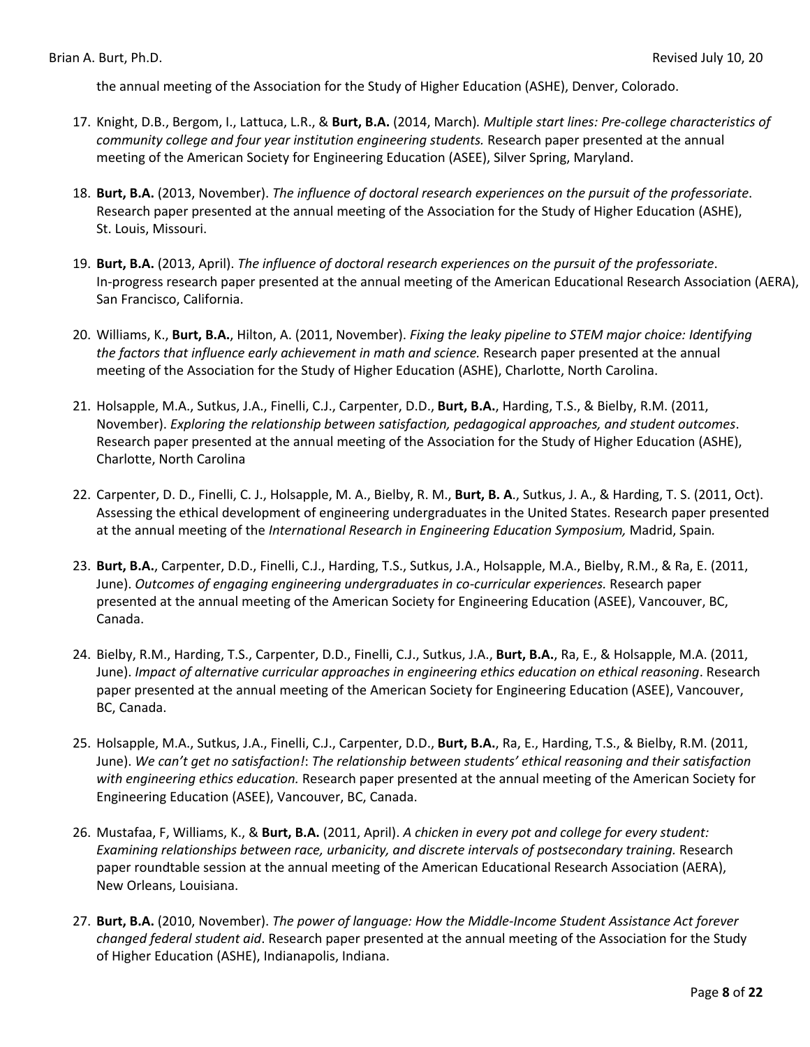the annual meeting of the Association for the Study of Higher Education (ASHE), Denver, Colorado.

17. Knight, D.B., Bergom, I., Lattuca, L.R., & **Burt, B.A.** (2014, March). *Multiple start lines: Pre-college characteristics of community college and four year institution engineering students.* Research paper presented at the annual meeting of the American Society for Engineering Education (ASEE), Silver Spring, Maryland.

18. **Burt, B.A.** (2013, November). *The influence of doctoral research experiences on the pursuit of the professoriate*. Research paper presented at the annual meeting of the Association for the Study of Higher Education (ASHE), St. Louis, Missouri.

19. **Burt, B.A.** (2013, April). *The influence of doctoral research experiences on the pursuit of the professoriate*. In-progress research paper presented at the annual meeting of the American Educational Research Association (AERA), San Francisco, California.

20. Williams, K., **Burt, B.A.**, Hilton, A. (2011, November). *Fixing the leaky pipeline to STEM major choice: Identifying the factors that influence early achievement in math and science.* Research paper presented at the annual meeting of the Association for the Study of Higher Education (ASHE), Charlotte, North Carolina.

21. Holsapple, M.A., Sutkus, J.A., Finelli, C.J., Carpenter, D.D., **Burt, B.A.**, Harding, T.S., & Bielby, R.M. (2011, November). *Exploring the relationship between satisfaction, pedagogical approaches, and student outcomes*. Research paper presented at the annual meeting of the Association for the Study of Higher Education (ASHE), Charlotte, North Carolina

22. Carpenter, D. D., Finelli, C. J., Holsapple, M. A., Bielby, R. M., **Burt, B. A**., Sutkus, J. A., & Harding, T. S. (2011, Oct). Assessing the ethical development of engineering undergraduates in the United States. Research paper presented at the annual meeting of the *International Research in Engineering Education Symposium,* Madrid, Spain.

23. **Burt, B.A.**, Carpenter, D.D., Finelli, C.J., Harding, T.S., Sutkus, J.A., Holsapple, M.A., Bielby, R.M., & Ra, E. (2011, June). *Outcomes of engaging engineering undergraduates in co-curricular experiences.* Research paper presented at the annual meeting of the American Society for Engineering Education (ASEE), Vancouver, BC, Canada.

24. Bielby, R.M., Harding, T.S., Carpenter, D.D., Finelli, C.J., Sutkus, J.A., **Burt, B.A.**, Ra, E., & Holsapple, M.A. (2011, June). *Impact of alternative curricular approaches in engineering ethics education on ethical reasoning*. Research paper presented at the annual meeting of the American Society for Engineering Education (ASEE), Vancouver, BC, Canada.

25. Holsapple, M.A., Sutkus, J.A., Finelli, C.J., Carpenter, D.D., **Burt, B.A.**, Ra, E., Harding, T.S., & Bielby, R.M. (2011, June). *We can't get no satisfaction!*: *The relationship between students' ethical reasoning and their satisfaction with engineering ethics education.* Research paper presented at the annual meeting of the American Society for Engineering Education (ASEE), Vancouver, BC, Canada.

26. Mustafaa, F, Williams, K., & **Burt, B.A.** (2011, April). *A chicken in every pot and college for every student: Examining relationships between race, urbanicity, and discrete intervals of postsecondary training.* Research paper roundtable session at the annual meeting of the American Educational Research Association (AERA), New Orleans, Louisiana.

27. **Burt, B.A.** (2010, November). *The power of language: How the Middle-Income Student Assistance Act forever changed federal student aid*. Research paper presented at the annual meeting of the Association for the Study of Higher Education (ASHE), Indianapolis, Indiana.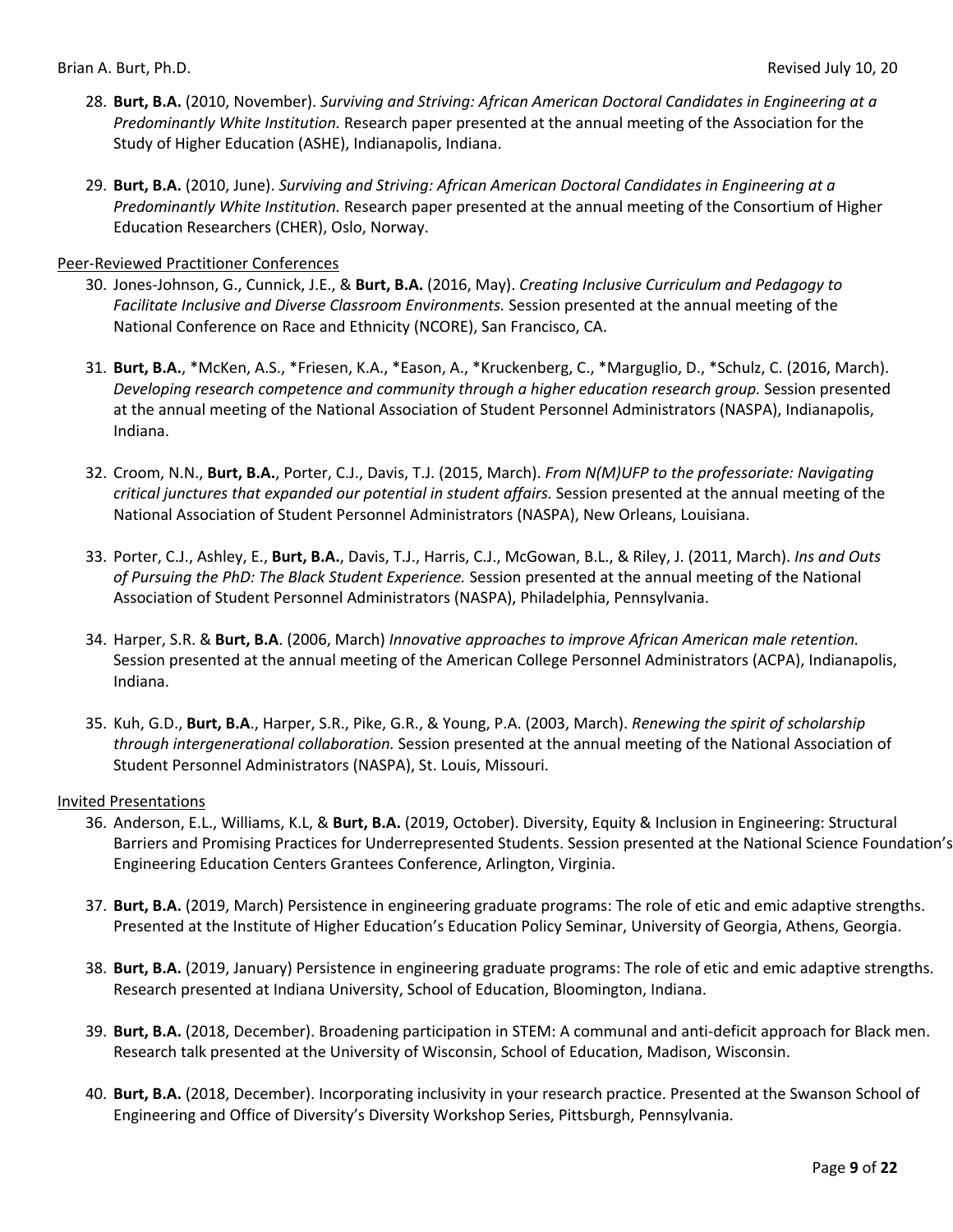28. **Burt, B.A.** (2010, November). *Surviving and Striving: African American Doctoral Candidates in Engineering at a Predominantly White Institution.* Research paper presented at the annual meeting of the Association for the Study of Higher Education (ASHE), Indianapolis, Indiana.

29. **Burt, B.A.** (2010, June). *Surviving and Striving: African American Doctoral Candidates in Engineering at a Predominantly White Institution.* Research paper presented at the annual meeting of the Consortium of Higher Education Researchers (CHER), Oslo, Norway.

<u>Peer-Reviewed Practitioner Conferences</u>

30. Jones-Johnson, G., Cunnick, J.E., & **Burt, B.A.** (2016, May). *Creating Inclusive Curriculum and Pedagogy to Facilitate Inclusive and Diverse Classroom Environments.* Session presented at the annual meeting of the National Conference on Race and Ethnicity (NCORE), San Francisco, CA.

31. **Burt, B.A.**, *McKen, A.S., *Friesen, K.A., *Eason, A., *Kruckenberg, C., *Marguglio, D., *Schulz, C. (2016, March). *Developing research competence and community through a higher education research group.* Session presented at the annual meeting of the National Association of Student Personnel Administrators (NASPA), Indianapolis, Indiana.

32. Croom, N.N., **Burt, B.A.**, Porter, C.J., Davis, T.J. (2015, March). *From N(M)UFP to the professoriate: Navigating critical junctures that expanded our potential in student affairs.* Session presented at the annual meeting of the National Association of Student Personnel Administrators (NASPA), New Orleans, Louisiana.

33. Porter, C.J., Ashley, E., **Burt, B.A.**, Davis, T.J., Harris, C.J., McGowan, B.L., & Riley, J. (2011, March). *Ins and Outs of Pursuing the PhD: The Black Student Experience.* Session presented at the annual meeting of the National Association of Student Personnel Administrators (NASPA), Philadelphia, Pennsylvania.

34. Harper, S.R. & **Burt, B.A**. (2006, March) *Innovative approaches to improve African American male retention.* Session presented at the annual meeting of the American College Personnel Administrators (ACPA), Indianapolis, Indiana.

35. Kuh, G.D., **Burt, B.A**., Harper, S.R., Pike, G.R., & Young, P.A. (2003, March). *Renewing the spirit of scholarship through intergenerational collaboration.* Session presented at the annual meeting of the National Association of Student Personnel Administrators (NASPA), St. Louis, Missouri.

<u>Invited Presentations</u>

36. Anderson, E.L., Williams, K.L, & **Burt, B.A.** (2019, October). Diversity, Equity & Inclusion in Engineering: Structural Barriers and Promising Practices for Underrepresented Students. Session presented at the National Science Foundation's Engineering Education Centers Grantees Conference, Arlington, Virginia.

37. **Burt, B.A.** (2019, March) Persistence in engineering graduate programs: The role of etic and emic adaptive strengths. Presented at the Institute of Higher Education's Education Policy Seminar, University of Georgia, Athens, Georgia.

38. **Burt, B.A.** (2019, January) Persistence in engineering graduate programs: The role of etic and emic adaptive strengths. Research presented at Indiana University, School of Education, Bloomington, Indiana.

39. **Burt, B.A.** (2018, December). Broadening participation in STEM: A communal and anti-deficit approach for Black men. Research talk presented at the University of Wisconsin, School of Education, Madison, Wisconsin.

40. **Burt, B.A.** (2018, December). Incorporating inclusivity in your research practice. Presented at the Swanson School of Engineering and Office of Diversity's Diversity Workshop Series, Pittsburgh, Pennsylvania.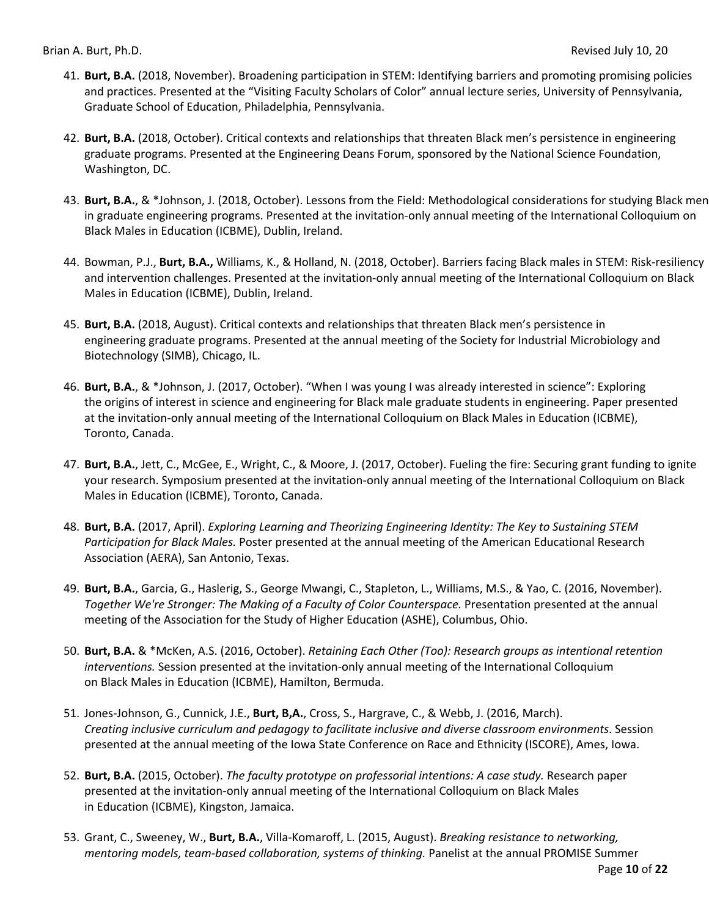41. **Burt, B.A.** (2018, November). Broadening participation in STEM: Identifying barriers and promoting promising policies and practices. Presented at the "Visiting Faculty Scholars of Color" annual lecture series, University of Pennsylvania, Graduate School of Education, Philadelphia, Pennsylvania.

42. **Burt, B.A.** (2018, October). Critical contexts and relationships that threaten Black men's persistence in engineering graduate programs. Presented at the Engineering Deans Forum, sponsored by the National Science Foundation, Washington, DC.

43. **Burt, B.A.**, & *Johnson, J. (2018, October). Lessons from the Field: Methodological considerations for studying Black men in graduate engineering programs. Presented at the invitation-only annual meeting of the International Colloquium on Black Males in Education (ICBME), Dublin, Ireland.

44. Bowman, P.J., **Burt, B.A.,** Williams, K., & Holland, N. (2018, October). Barriers facing Black males in STEM: Risk-resiliency and intervention challenges. Presented at the invitation-only annual meeting of the International Colloquium on Black Males in Education (ICBME), Dublin, Ireland.

45. **Burt, B.A.** (2018, August). Critical contexts and relationships that threaten Black men's persistence in engineering graduate programs. Presented at the annual meeting of the Society for Industrial Microbiology and Biotechnology (SIMB), Chicago, IL.

46. **Burt, B.A.**, & *Johnson, J. (2017, October). "When I was young I was already interested in science": Exploring the origins of interest in science and engineering for Black male graduate students in engineering. Paper presented at the invitation-only annual meeting of the International Colloquium on Black Males in Education (ICBME), Toronto, Canada.

47. **Burt, B.A.**, Jett, C., McGee, E., Wright, C., & Moore, J. (2017, October). Fueling the fire: Securing grant funding to ignite your research. Symposium presented at the invitation-only annual meeting of the International Colloquium on Black Males in Education (ICBME), Toronto, Canada.

48. **Burt, B.A.** (2017, April). *Exploring Learning and Theorizing Engineering Identity: The Key to Sustaining STEM Participation for Black Males.* Poster presented at the annual meeting of the American Educational Research Association (AERA), San Antonio, Texas.

49. **Burt, B.A.**, Garcia, G., Haslerig, S., George Mwangi, C., Stapleton, L., Williams, M.S., & Yao, C. (2016, November). *Together We're Stronger: The Making of a Faculty of Color Counterspace.* Presentation presented at the annual meeting of the Association for the Study of Higher Education (ASHE), Columbus, Ohio.

50. **Burt, B.A.** & *McKen, A.S. (2016, October). *Retaining Each Other (Too): Research groups as intentional retention interventions.* Session presented at the invitation-only annual meeting of the International Colloquium on Black Males in Education (ICBME), Hamilton, Bermuda.

51. Jones-Johnson, G., Cunnick, J.E., **Burt, B,A.**, Cross, S., Hargrave, C., & Webb, J. (2016, March). *Creating inclusive curriculum and pedagogy to facilitate inclusive and diverse classroom environments*. Session presented at the annual meeting of the Iowa State Conference on Race and Ethnicity (ISCORE), Ames, Iowa.

52. **Burt, B.A.** (2015, October). *The faculty prototype on professorial intentions: A case study.* Research paper presented at the invitation-only annual meeting of the International Colloquium on Black Males in Education (ICBME), Kingston, Jamaica.

53. Grant, C., Sweeney, W., **Burt, B.A.**, Villa-Komaroff, L. (2015, August). *Breaking resistance to networking, mentoring models, team-based collaboration, systems of thinking.* Panelist at the annual PROMISE Summer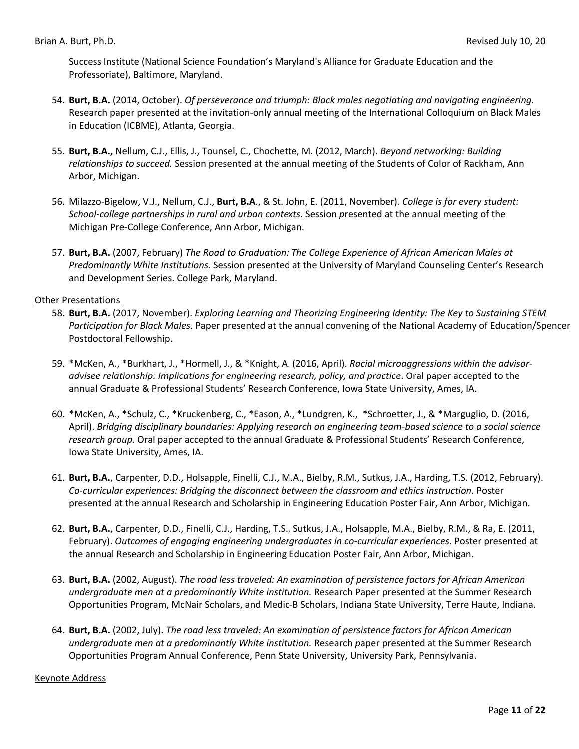Success Institute (National Science Foundation's Maryland's Alliance for Graduate Education and the Professoriate), Baltimore, Maryland.

54. **Burt, B.A.** (2014, October). *Of perseverance and triumph: Black males negotiating and navigating engineering.* Research paper presented at the invitation-only annual meeting of the International Colloquium on Black Males in Education (ICBME), Atlanta, Georgia.

55. **Burt, B.A.,** Nellum, C.J., Ellis, J., Tounsel, C., Chochette, M. (2012, March). *Beyond networking: Building relationships to succeed.* Session presented at the annual meeting of the Students of Color of Rackham, Ann Arbor, Michigan.

56. Milazzo-Bigelow, V.J., Nellum, C.J., **Burt, B.A**., & St. John, E. (2011, November). *College is for every student: School-college partnerships in rural and urban contexts.* Session presented at the annual meeting of the Michigan Pre-College Conference, Ann Arbor, Michigan.

57. **Burt, B.A.** (2007, February) *The Road to Graduation: The College Experience of African American Males at Predominantly White Institutions.* Session presented at the University of Maryland Counseling Center's Research and Development Series. College Park, Maryland.

<u>Other Presentations</u>

58. **Burt, B.A.** (2017, November). *Exploring Learning and Theorizing Engineering Identity: The Key to Sustaining STEM Participation for Black Males.* Paper presented at the annual convening of the National Academy of Education/Spencer Postdoctoral Fellowship.

59. *McKen, A., *Burkhart, J., *Hormell, J., & *Knight, A. (2016, April). *Racial microaggressions within the advisor-advisee relationship: Implications for engineering research, policy, and practice*. Oral paper accepted to the annual Graduate & Professional Students' Research Conference, Iowa State University, Ames, IA.

60. *McKen, A., *Schulz, C., *Kruckenberg, C., *Eason, A., *Lundgren, K., *Schroetter, J., & *Marguglio, D. (2016, April). *Bridging disciplinary boundaries: Applying research on engineering team-based science to a social science research group.* Oral paper accepted to the annual Graduate & Professional Students' Research Conference, Iowa State University, Ames, IA.

61. **Burt, B.A.**, Carpenter, D.D., Holsapple, Finelli, C.J., M.A., Bielby, R.M., Sutkus, J.A., Harding, T.S. (2012, February). *Co-curricular experiences: Bridging the disconnect between the classroom and ethics instruction*. Poster presented at the annual Research and Scholarship in Engineering Education Poster Fair, Ann Arbor, Michigan.

62. **Burt, B.A.**, Carpenter, D.D., Finelli, C.J., Harding, T.S., Sutkus, J.A., Holsapple, M.A., Bielby, R.M., & Ra, E. (2011, February). *Outcomes of engaging engineering undergraduates in co-curricular experiences.* Poster presented at the annual Research and Scholarship in Engineering Education Poster Fair, Ann Arbor, Michigan.

63. **Burt, B.A.** (2002, August). *The road less traveled: An examination of persistence factors for African American undergraduate men at a predominantly White institution.* Research Paper presented at the Summer Research Opportunities Program, McNair Scholars, and Medic-B Scholars, Indiana State University, Terre Haute, Indiana.

64. **Burt, B.A.** (2002, July). *The road less traveled: An examination of persistence factors for African American undergraduate men at a predominantly White institution.* Research paper presented at the Summer Research Opportunities Program Annual Conference, Penn State University, University Park, Pennsylvania.

<u>Keynote Address</u>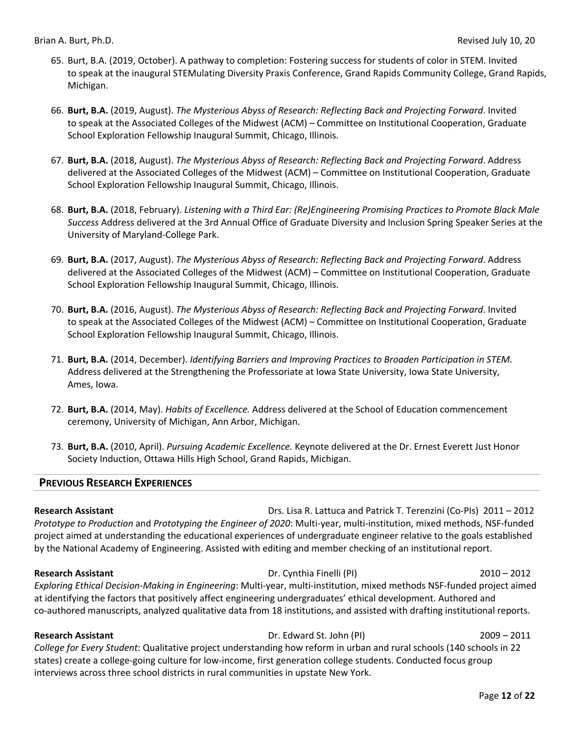65. Burt, B.A. (2019, October). A pathway to completion: Fostering success for students of color in STEM. Invited to speak at the inaugural STEMulating Diversity Praxis Conference, Grand Rapids Community College, Grand Rapids, Michigan.

66. **Burt, B.A.** (2019, August). *The Mysterious Abyss of Research: Reflecting Back and Projecting Forward*. Invited to speak at the Associated Colleges of the Midwest (ACM) – Committee on Institutional Cooperation, Graduate School Exploration Fellowship Inaugural Summit, Chicago, Illinois.

67. **Burt, B.A.** (2018, August). *The Mysterious Abyss of Research: Reflecting Back and Projecting Forward*. Address delivered at the Associated Colleges of the Midwest (ACM) – Committee on Institutional Cooperation, Graduate School Exploration Fellowship Inaugural Summit, Chicago, Illinois.

68. **Burt, B.A.** (2018, February). *Listening with a Third Ear: (Re)Engineering Promising Practices to Promote Black Male Success* Address delivered at the 3rd Annual Office of Graduate Diversity and Inclusion Spring Speaker Series at the University of Maryland-College Park.

69. **Burt, B.A.** (2017, August). *The Mysterious Abyss of Research: Reflecting Back and Projecting Forward*. Address delivered at the Associated Colleges of the Midwest (ACM) – Committee on Institutional Cooperation, Graduate School Exploration Fellowship Inaugural Summit, Chicago, Illinois.

70. **Burt, B.A.** (2016, August). *The Mysterious Abyss of Research: Reflecting Back and Projecting Forward*. Invited to speak at the Associated Colleges of the Midwest (ACM) – Committee on Institutional Cooperation, Graduate School Exploration Fellowship Inaugural Summit, Chicago, Illinois.

71. **Burt, B.A.** (2014, December). *Identifying Barriers and Improving Practices to Broaden Participation in STEM*. Address delivered at the Strengthening the Professoriate at Iowa State University, Iowa State University, Ames, Iowa.

72. **Burt, B.A.** (2014, May). *Habits of Excellence.* Address delivered at the School of Education commencement ceremony, University of Michigan, Ann Arbor, Michigan.

73. **Burt, B.A.** (2010, April). *Pursuing Academic Excellence.* Keynote delivered at the Dr. Ernest Everett Just Honor Society Induction, Ottawa Hills High School, Grand Rapids, Michigan.

## PREVIOUS RESEARCH EXPERIENCES

**Research Assistant** — Drs. Lisa R. Lattuca and Patrick T. Terenzini (Co-PIs) — 2011 – 2012

*Prototype to Production* and *Prototyping the Engineer of 2020*: Multi-year, multi-institution, mixed methods, NSF-funded project aimed at understanding the educational experiences of undergraduate engineer relative to the goals established by the National Academy of Engineering. Assisted with editing and member checking of an institutional report.

**Research Assistant** — Dr. Cynthia Finelli (PI) — 2010 – 2012

*Exploring Ethical Decision-Making in Engineering*: Multi-year, multi-institution, mixed methods NSF-funded project aimed at identifying the factors that positively affect engineering undergraduates' ethical development. Authored and co-authored manuscripts, analyzed qualitative data from 18 institutions, and assisted with drafting institutional reports.

**Research Assistant** — Dr. Edward St. John (PI) — 2009 – 2011

*College for Every Student*: Qualitative project understanding how reform in urban and rural schools (140 schools in 22 states) create a college-going culture for low-income, first generation college students. Conducted focus group interviews across three school districts in rural communities in upstate New York.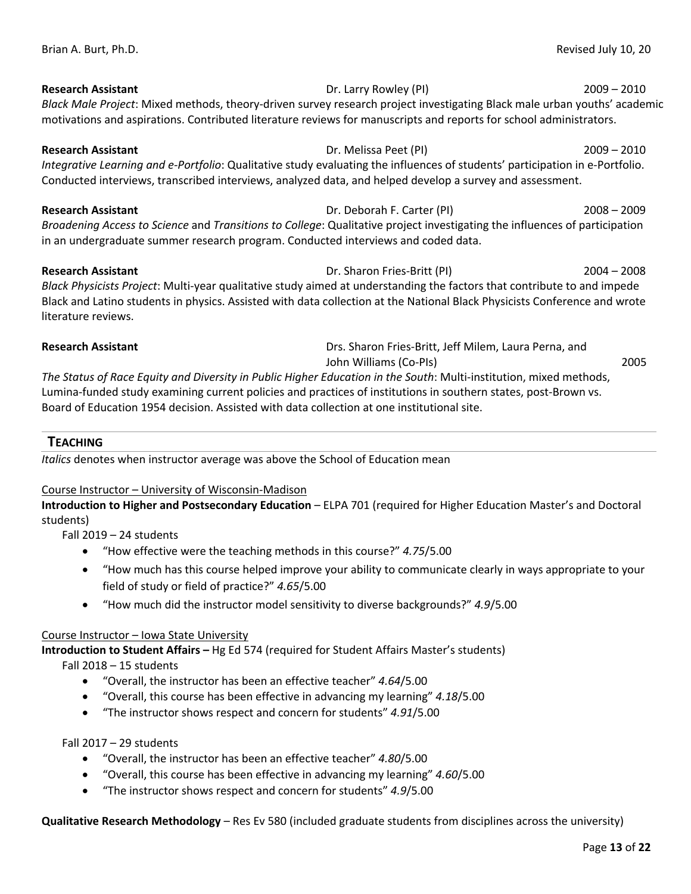**Research Assistant** Dr. Larry Rowley (PI) 2009 – 2010

*Black Male Project*: Mixed methods, theory-driven survey research project investigating Black male urban youths' academic motivations and aspirations. Contributed literature reviews for manuscripts and reports for school administrators.

**Research Assistant** Dr. Melissa Peet (PI) 2009 – 2010

*Integrative Learning and e-Portfolio*: Qualitative study evaluating the influences of students' participation in e-Portfolio. Conducted interviews, transcribed interviews, analyzed data, and helped develop a survey and assessment.

**Research Assistant** Dr. Deborah F. Carter (PI) 2008 – 2009

*Broadening Access to Science* and *Transitions to College*: Qualitative project investigating the influences of participation in an undergraduate summer research program. Conducted interviews and coded data.

**Research Assistant** Dr. Sharon Fries-Britt (PI) 2004 – 2008

*Black Physicists Project*: Multi-year qualitative study aimed at understanding the factors that contribute to and impede Black and Latino students in physics. Assisted with data collection at the National Black Physicists Conference and wrote literature reviews.

**Research Assistant** Drs. Sharon Fries-Britt, Jeff Milem, Laura Perna, and John Williams (Co-PIs) 2005

*The Status of Race Equity and Diversity in Public Higher Education in the South*: Multi-institution, mixed methods, Lumina-funded study examining current policies and practices of institutions in southern states, post-Brown vs. Board of Education 1954 decision. Assisted with data collection at one institutional site.

## TEACHING

*Italics* denotes when instructor average was above the School of Education mean

Course Instructor – University of Wisconsin-Madison

**Introduction to Higher and Postsecondary Education** – ELPA 701 (required for Higher Education Master's and Doctoral students)

Fall 2019 – 24 students

- "How effective were the teaching methods in this course?" *4.75*/5.00
- "How much has this course helped improve your ability to communicate clearly in ways appropriate to your field of study or field of practice?" *4.65*/5.00
- "How much did the instructor model sensitivity to diverse backgrounds?" *4.9*/5.00

Course Instructor – Iowa State University

**Introduction to Student Affairs –** Hg Ed 574 (required for Student Affairs Master's students)

Fall 2018 – 15 students

- "Overall, the instructor has been an effective teacher" *4.64*/5.00
- "Overall, this course has been effective in advancing my learning" *4.18*/5.00
- "The instructor shows respect and concern for students" *4.91*/5.00

Fall 2017 – 29 students

- "Overall, the instructor has been an effective teacher" *4.80*/5.00
- "Overall, this course has been effective in advancing my learning" *4.60*/5.00
- "The instructor shows respect and concern for students" *4.9*/5.00

**Qualitative Research Methodology** – Res Ev 580 (included graduate students from disciplines across the university)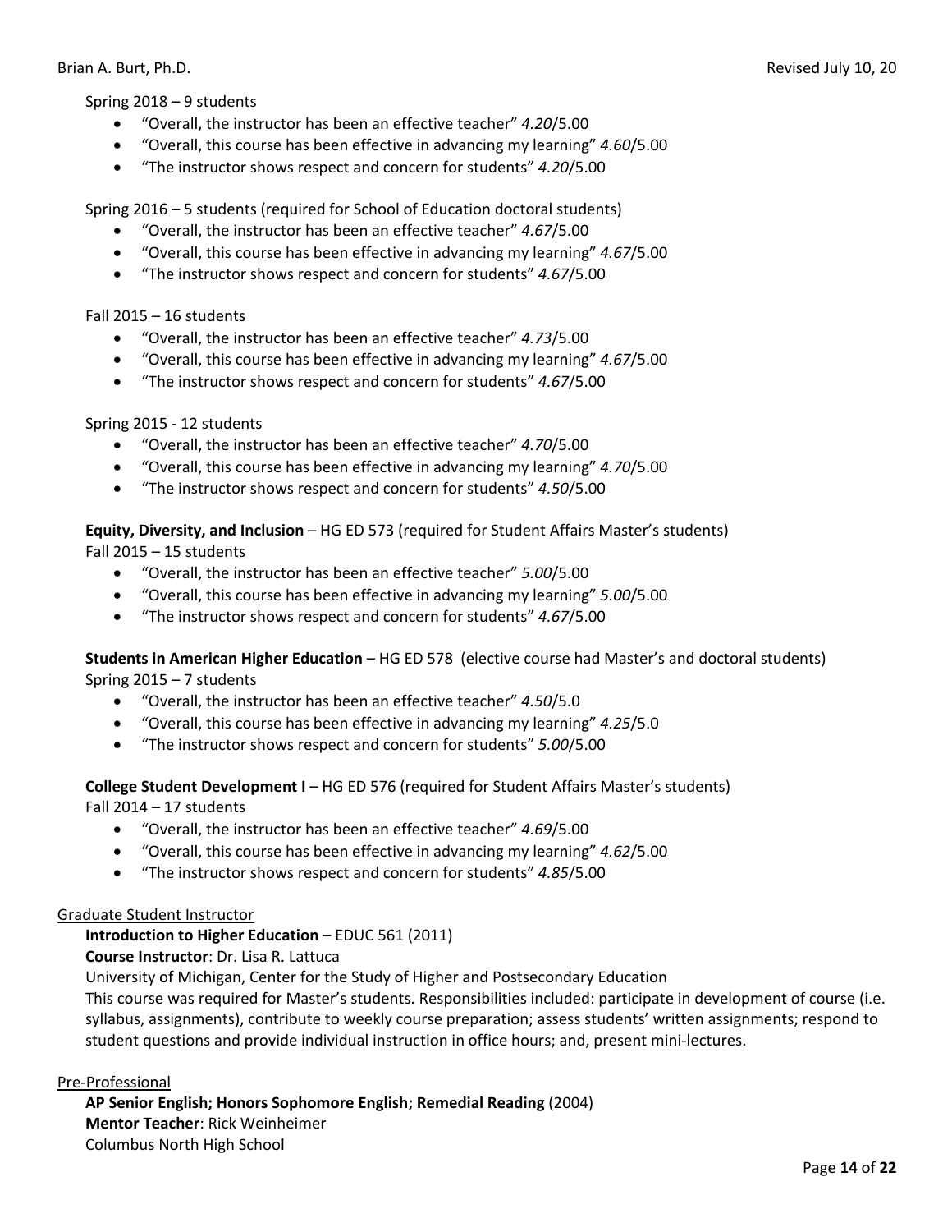Spring 2018 – 9 students

- "Overall, the instructor has been an effective teacher" *4.20*/5.00
- "Overall, this course has been effective in advancing my learning" *4.60*/5.00
- "The instructor shows respect and concern for students" *4.20*/5.00

Spring 2016 – 5 students (required for School of Education doctoral students)

- "Overall, the instructor has been an effective teacher" *4.67*/5.00
- "Overall, this course has been effective in advancing my learning" *4.67*/5.00
- "The instructor shows respect and concern for students" *4.67*/5.00

Fall 2015 – 16 students

- "Overall, the instructor has been an effective teacher" *4.73*/5.00
- "Overall, this course has been effective in advancing my learning" *4.67*/5.00
- "The instructor shows respect and concern for students" *4.67*/5.00

Spring 2015 - 12 students

- "Overall, the instructor has been an effective teacher" *4.70*/5.00
- "Overall, this course has been effective in advancing my learning" *4.70*/5.00
- "The instructor shows respect and concern for students" *4.50*/5.00

**Equity, Diversity, and Inclusion** – HG ED 573 (required for Student Affairs Master's students)
Fall 2015 – 15 students

- "Overall, the instructor has been an effective teacher" *5.00*/5.00
- "Overall, this course has been effective in advancing my learning" *5.00*/5.00
- "The instructor shows respect and concern for students" *4.67*/5.00

**Students in American Higher Education** – HG ED 578 (elective course had Master's and doctoral students)
Spring 2015 – 7 students

- "Overall, the instructor has been an effective teacher" *4.50*/5.0
- "Overall, this course has been effective in advancing my learning" *4.25*/5.0
- "The instructor shows respect and concern for students" *5.00*/5.00

**College Student Development I** – HG ED 576 (required for Student Affairs Master's students)
Fall 2014 – 17 students

- "Overall, the instructor has been an effective teacher" *4.69*/5.00
- "Overall, this course has been effective in advancing my learning" *4.62*/5.00
- "The instructor shows respect and concern for students" *4.85*/5.00

<u>Graduate Student Instructor</u>

**Introduction to Higher Education** – EDUC 561 (2011)
**Course Instructor**: Dr. Lisa R. Lattuca
University of Michigan, Center for the Study of Higher and Postsecondary Education
This course was required for Master's students. Responsibilities included: participate in development of course (i.e. syllabus, assignments), contribute to weekly course preparation; assess students' written assignments; respond to student questions and provide individual instruction in office hours; and, present mini-lectures.

<u>Pre-Professional</u>

**AP Senior English; Honors Sophomore English; Remedial Reading** (2004)
**Mentor Teacher**: Rick Weinheimer
Columbus North High School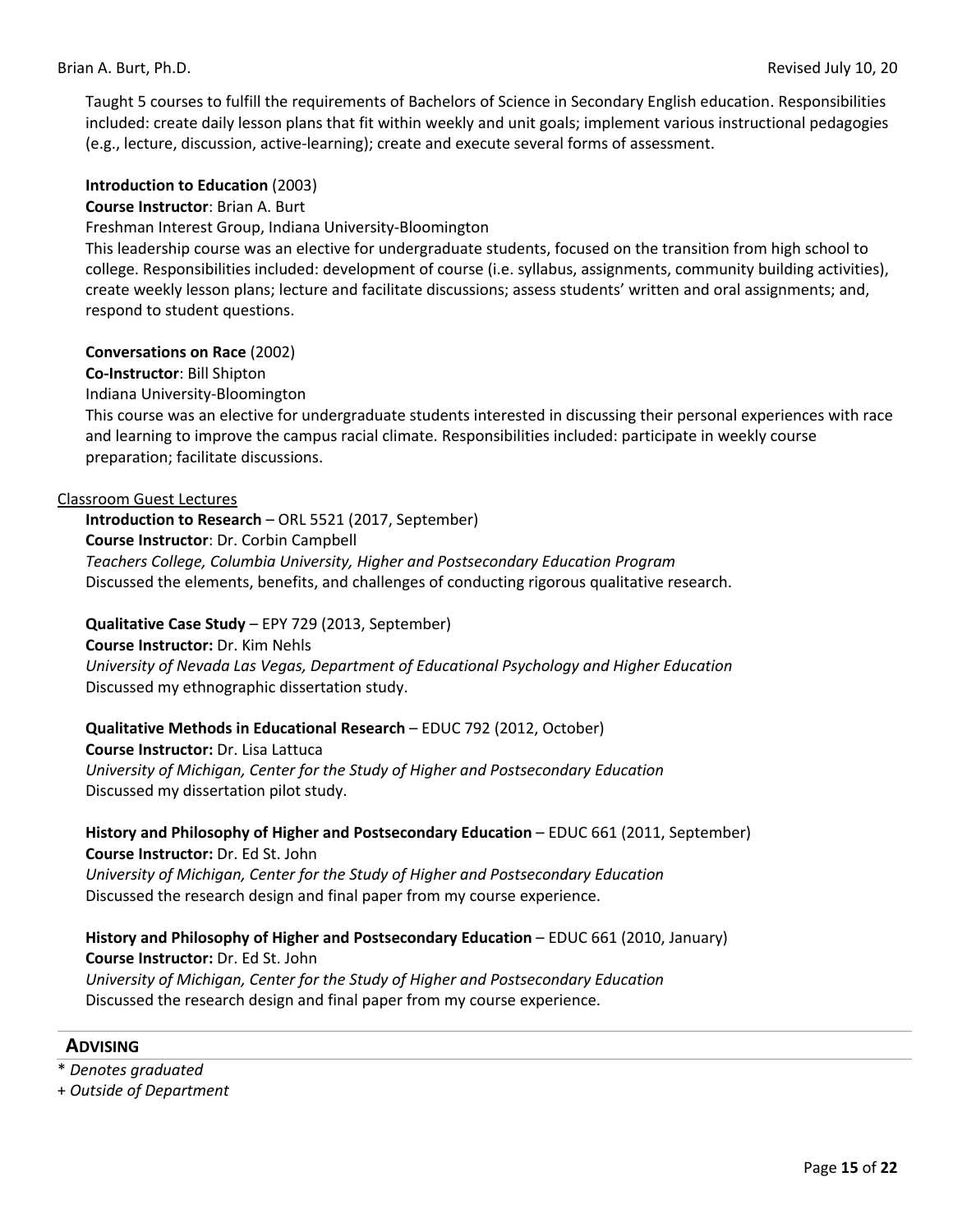Taught 5 courses to fulfill the requirements of Bachelors of Science in Secondary English education. Responsibilities included: create daily lesson plans that fit within weekly and unit goals; implement various instructional pedagogies (e.g., lecture, discussion, active-learning); create and execute several forms of assessment.

**Introduction to Education** (2003)
**Course Instructor**: Brian A. Burt
Freshman Interest Group, Indiana University-Bloomington
This leadership course was an elective for undergraduate students, focused on the transition from high school to college. Responsibilities included: development of course (i.e. syllabus, assignments, community building activities), create weekly lesson plans; lecture and facilitate discussions; assess students' written and oral assignments; and, respond to student questions.

**Conversations on Race** (2002)
**Co-Instructor**: Bill Shipton
Indiana University-Bloomington
This course was an elective for undergraduate students interested in discussing their personal experiences with race and learning to improve the campus racial climate. Responsibilities included: participate in weekly course preparation; facilitate discussions.

<u>Classroom Guest Lectures</u>

**Introduction to Research** – ORL 5521 (2017, September)
**Course Instructor**: Dr. Corbin Campbell
*Teachers College, Columbia University, Higher and Postsecondary Education Program*
Discussed the elements, benefits, and challenges of conducting rigorous qualitative research.

**Qualitative Case Study** – EPY 729 (2013, September)
**Course Instructor:** Dr. Kim Nehls
*University of Nevada Las Vegas, Department of Educational Psychology and Higher Education*
Discussed my ethnographic dissertation study.

**Qualitative Methods in Educational Research** – EDUC 792 (2012, October)
**Course Instructor:** Dr. Lisa Lattuca
*University of Michigan, Center for the Study of Higher and Postsecondary Education*
Discussed my dissertation pilot study.

**History and Philosophy of Higher and Postsecondary Education** – EDUC 661 (2011, September)
**Course Instructor:** Dr. Ed St. John
*University of Michigan, Center for the Study of Higher and Postsecondary Education*
Discussed the research design and final paper from my course experience.

**History and Philosophy of Higher and Postsecondary Education** – EDUC 661 (2010, January)
**Course Instructor:** Dr. Ed St. John
*University of Michigan, Center for the Study of Higher and Postsecondary Education*
Discussed the research design and final paper from my course experience.

## ADVISING

\* *Denotes graduated*
\+ *Outside of Department*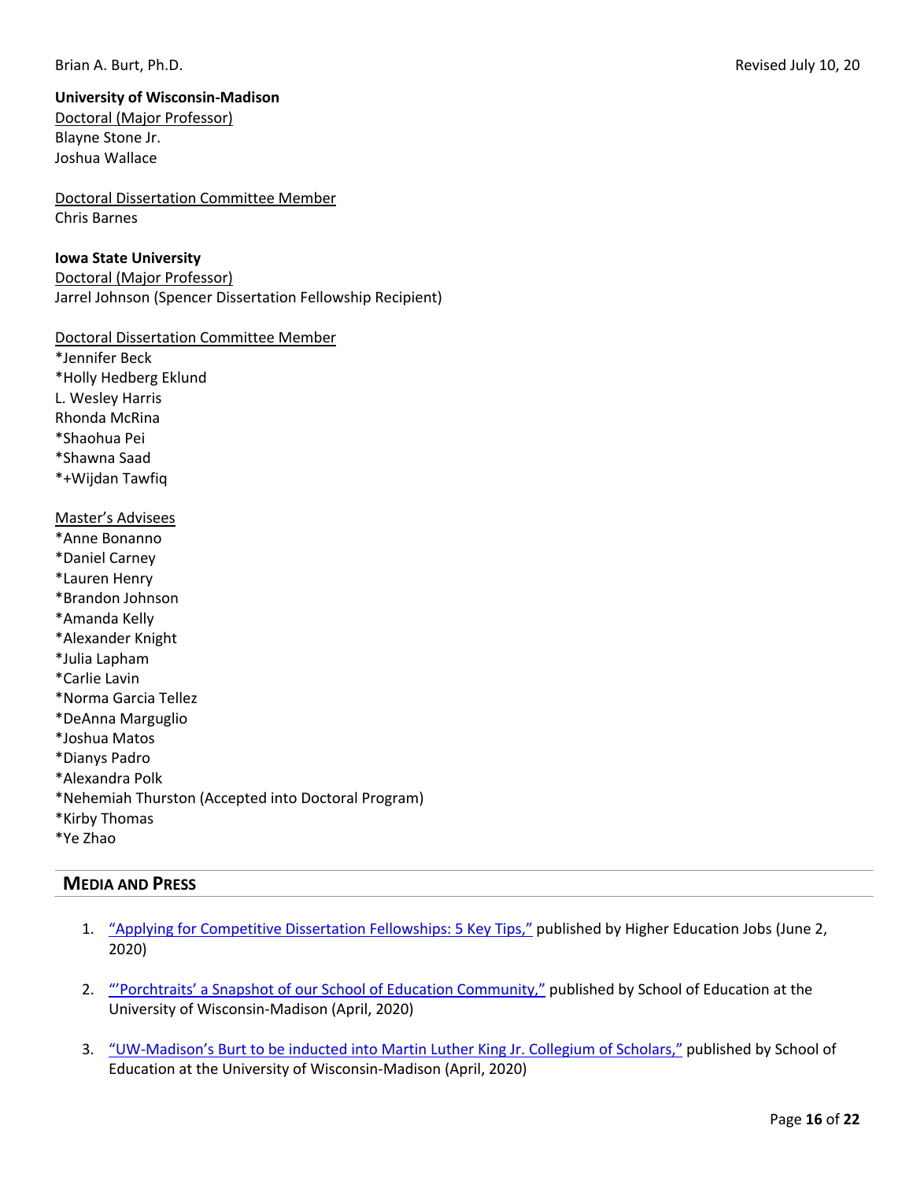**University of Wisconsin-Madison**

Doctoral (Major Professor)

Blayne Stone Jr.
Joshua Wallace

Doctoral Dissertation Committee Member

Chris Barnes

**Iowa State University**

Doctoral (Major Professor)

Jarrel Johnson (Spencer Dissertation Fellowship Recipient)

Doctoral Dissertation Committee Member

*Jennifer Beck
*Holly Hedberg Eklund
L. Wesley Harris
Rhonda McRina
*Shaohua Pei
*Shawna Saad
*+Wijdan Tawfiq

Master's Advisees

*Anne Bonanno
*Daniel Carney
*Lauren Henry
*Brandon Johnson
*Amanda Kelly
*Alexander Knight
*Julia Lapham
*Carlie Lavin
*Norma Garcia Tellez
*DeAnna Marguglio
*Joshua Matos
*Dianys Padro
*Alexandra Polk
*Nehemiah Thurston (Accepted into Doctoral Program)
*Kirby Thomas
*Ye Zhao

## Media and Press

1. "Applying for Competitive Dissertation Fellowships: 5 Key Tips," published by Higher Education Jobs (June 2, 2020)

2. "'Porchtraits' a Snapshot of our School of Education Community," published by School of Education at the University of Wisconsin-Madison (April, 2020)

3. "UW-Madison's Burt to be inducted into Martin Luther King Jr. Collegium of Scholars," published by School of Education at the University of Wisconsin-Madison (April, 2020)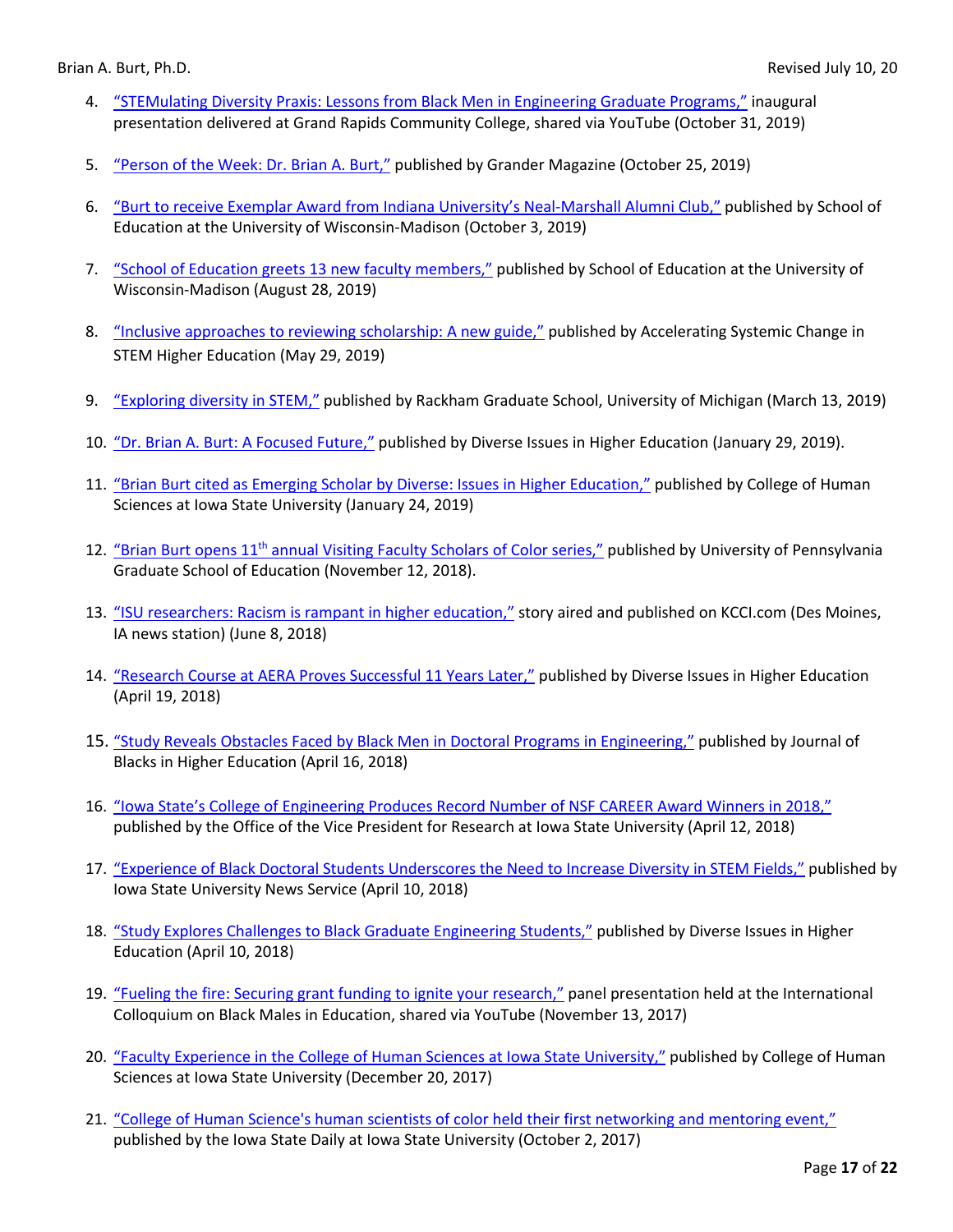4. "STEMulating Diversity Praxis: Lessons from Black Men in Engineering Graduate Programs," inaugural presentation delivered at Grand Rapids Community College, shared via YouTube (October 31, 2019)

5. "Person of the Week: Dr. Brian A. Burt," published by Grander Magazine (October 25, 2019)

6. "Burt to receive Exemplar Award from Indiana University's Neal-Marshall Alumni Club," published by School of Education at the University of Wisconsin-Madison (October 3, 2019)

7. "School of Education greets 13 new faculty members," published by School of Education at the University of Wisconsin-Madison (August 28, 2019)

8. "Inclusive approaches to reviewing scholarship: A new guide," published by Accelerating Systemic Change in STEM Higher Education (May 29, 2019)

9. "Exploring diversity in STEM," published by Rackham Graduate School, University of Michigan (March 13, 2019)

10. "Dr. Brian A. Burt: A Focused Future," published by Diverse Issues in Higher Education (January 29, 2019).

11. "Brian Burt cited as Emerging Scholar by Diverse: Issues in Higher Education," published by College of Human Sciences at Iowa State University (January 24, 2019)

12. "Brian Burt opens 11th annual Visiting Faculty Scholars of Color series," published by University of Pennsylvania Graduate School of Education (November 12, 2018).

13. "ISU researchers: Racism is rampant in higher education," story aired and published on KCCI.com (Des Moines, IA news station) (June 8, 2018)

14. "Research Course at AERA Proves Successful 11 Years Later," published by Diverse Issues in Higher Education (April 19, 2018)

15. "Study Reveals Obstacles Faced by Black Men in Doctoral Programs in Engineering," published by Journal of Blacks in Higher Education (April 16, 2018)

16. "Iowa State's College of Engineering Produces Record Number of NSF CAREER Award Winners in 2018," published by the Office of the Vice President for Research at Iowa State University (April 12, 2018)

17. "Experience of Black Doctoral Students Underscores the Need to Increase Diversity in STEM Fields," published by Iowa State University News Service (April 10, 2018)

18. "Study Explores Challenges to Black Graduate Engineering Students," published by Diverse Issues in Higher Education (April 10, 2018)

19. "Fueling the fire: Securing grant funding to ignite your research," panel presentation held at the International Colloquium on Black Males in Education, shared via YouTube (November 13, 2017)

20. "Faculty Experience in the College of Human Sciences at Iowa State University," published by College of Human Sciences at Iowa State University (December 20, 2017)

21. "College of Human Science's human scientists of color held their first networking and mentoring event," published by the Iowa State Daily at Iowa State University (October 2, 2017)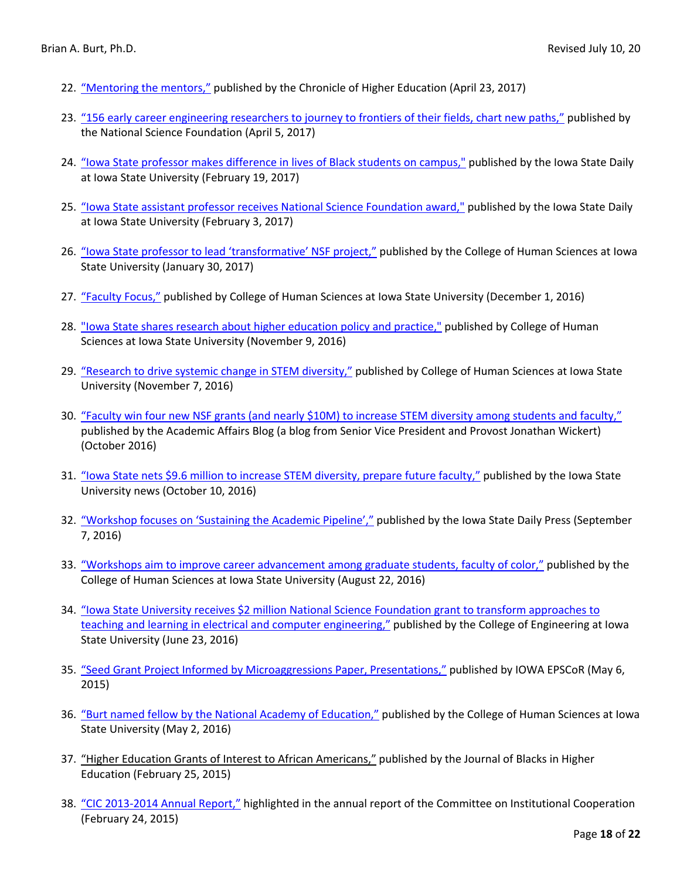22. "Mentoring the mentors," published by the Chronicle of Higher Education (April 23, 2017)

23. "156 early career engineering researchers to journey to frontiers of their fields, chart new paths," published by the National Science Foundation (April 5, 2017)

24. "Iowa State professor makes difference in lives of Black students on campus," published by the Iowa State Daily at Iowa State University (February 19, 2017)

25. "Iowa State assistant professor receives National Science Foundation award," published by the Iowa State Daily at Iowa State University (February 3, 2017)

26. "Iowa State professor to lead 'transformative' NSF project," published by the College of Human Sciences at Iowa State University (January 30, 2017)

27. "Faculty Focus," published by College of Human Sciences at Iowa State University (December 1, 2016)

28. "Iowa State shares research about higher education policy and practice," published by College of Human Sciences at Iowa State University (November 9, 2016)

29. "Research to drive systemic change in STEM diversity," published by College of Human Sciences at Iowa State University (November 7, 2016)

30. "Faculty win four new NSF grants (and nearly $10M) to increase STEM diversity among students and faculty," published by the Academic Affairs Blog (a blog from Senior Vice President and Provost Jonathan Wickert) (October 2016)

31. "Iowa State nets $9.6 million to increase STEM diversity, prepare future faculty," published by the Iowa State University news (October 10, 2016)

32. "Workshop focuses on 'Sustaining the Academic Pipeline'," published by the Iowa State Daily Press (September 7, 2016)

33. "Workshops aim to improve career advancement among graduate students, faculty of color," published by the College of Human Sciences at Iowa State University (August 22, 2016)

34. "Iowa State University receives $2 million National Science Foundation grant to transform approaches to teaching and learning in electrical and computer engineering," published by the College of Engineering at Iowa State University (June 23, 2016)

35. "Seed Grant Project Informed by Microaggressions Paper, Presentations," published by IOWA EPSCoR (May 6, 2015)

36. "Burt named fellow by the National Academy of Education," published by the College of Human Sciences at Iowa State University (May 2, 2016)

37. "Higher Education Grants of Interest to African Americans," published by the Journal of Blacks in Higher Education (February 25, 2015)

38. "CIC 2013-2014 Annual Report," highlighted in the annual report of the Committee on Institutional Cooperation (February 24, 2015)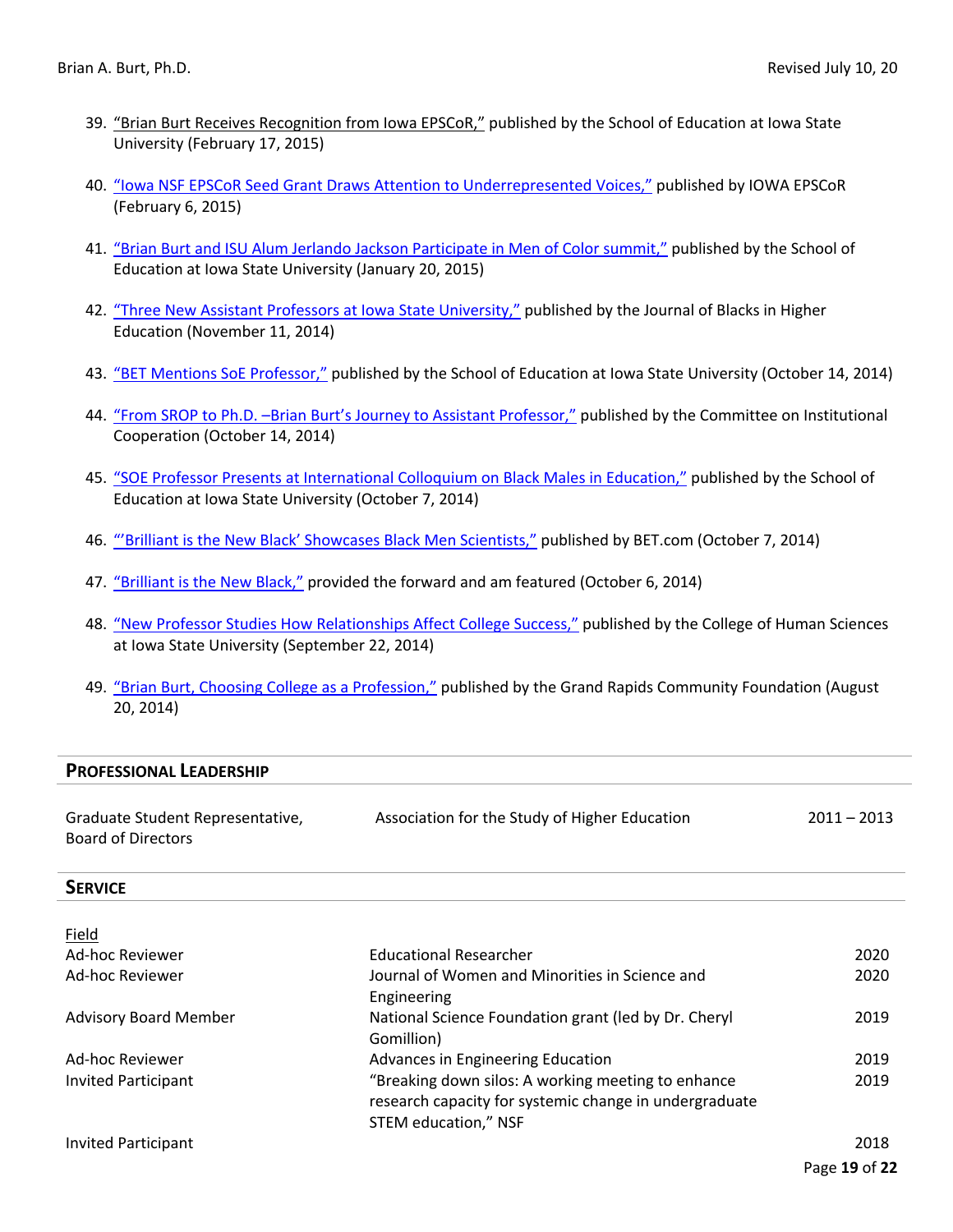39. "Brian Burt Receives Recognition from Iowa EPSCoR," published by the School of Education at Iowa State University (February 17, 2015)

40. "Iowa NSF EPSCoR Seed Grant Draws Attention to Underrepresented Voices," published by IOWA EPSCoR (February 6, 2015)

41. "Brian Burt and ISU Alum Jerlando Jackson Participate in Men of Color summit," published by the School of Education at Iowa State University (January 20, 2015)

42. "Three New Assistant Professors at Iowa State University," published by the Journal of Blacks in Higher Education (November 11, 2014)

43. "BET Mentions SoE Professor," published by the School of Education at Iowa State University (October 14, 2014)

44. "From SROP to Ph.D. –Brian Burt's Journey to Assistant Professor," published by the Committee on Institutional Cooperation (October 14, 2014)

45. "SOE Professor Presents at International Colloquium on Black Males in Education," published by the School of Education at Iowa State University (October 7, 2014)

46. "'Brilliant is the New Black' Showcases Black Men Scientists," published by BET.com (October 7, 2014)

47. "Brilliant is the New Black," provided the forward and am featured (October 6, 2014)

48. "New Professor Studies How Relationships Affect College Success," published by the College of Human Sciences at Iowa State University (September 22, 2014)

49. "Brian Burt, Choosing College as a Profession," published by the Grand Rapids Community Foundation (August 20, 2014)

## PROFESSIONAL LEADERSHIP

| | | |
|---|---|---|
| Graduate Student Representative, Board of Directors | Association for the Study of Higher Education | 2011 – 2013 |

## SERVICE

<u>Field</u>

| | | |
|---|---|---|
| Ad-hoc Reviewer | Educational Researcher | 2020 |
| Ad-hoc Reviewer | Journal of Women and Minorities in Science and Engineering | 2020 |
| Advisory Board Member | National Science Foundation grant (led by Dr. Cheryl Gomillion) | 2019 |
| Ad-hoc Reviewer | Advances in Engineering Education | 2019 |
| Invited Participant | "Breaking down silos: A working meeting to enhance research capacity for systemic change in undergraduate STEM education," NSF | 2019 |
| Invited Participant | | 2018 |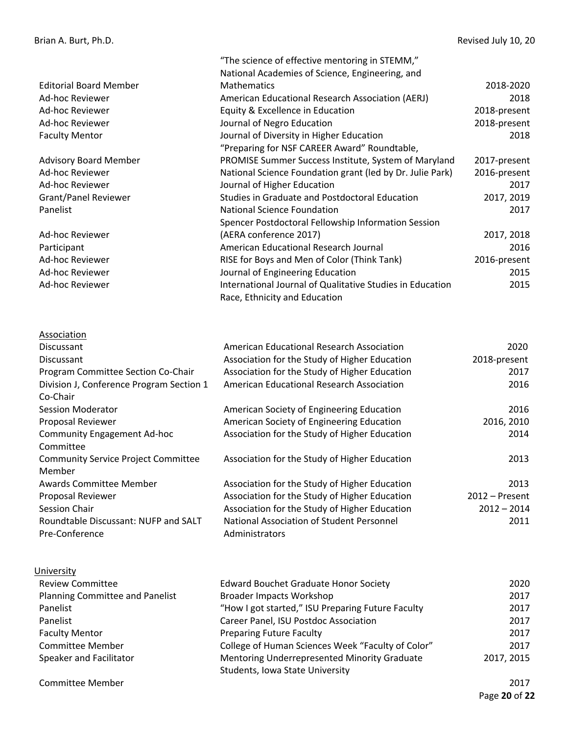| | | |
|---|---|---|
| Editorial Board Member | "The science of effective mentoring in STEMM," National Academies of Science, Engineering, and Mathematics | 2018-2020 |
| Ad-hoc Reviewer | American Educational Research Association (AERJ) | 2018 |
| Ad-hoc Reviewer | Equity & Excellence in Education | 2018-present |
| Ad-hoc Reviewer | Journal of Negro Education | 2018-present |
| Faculty Mentor | Journal of Diversity in Higher Education | 2018 |
| Advisory Board Member | "Preparing for NSF CAREER Award" Roundtable, PROMISE Summer Success Institute, System of Maryland | 2017-present |
| Ad-hoc Reviewer | National Science Foundation grant (led by Dr. Julie Park) | 2016-present |
| Ad-hoc Reviewer | Journal of Higher Education | 2017 |
| Grant/Panel Reviewer | Studies in Graduate and Postdoctoral Education | 2017, 2019 |
| Panelist | National Science Foundation | 2017 |
| Ad-hoc Reviewer | Spencer Postdoctoral Fellowship Information Session (AERA conference 2017) | 2017, 2018 |
| Participant | American Educational Research Journal | 2016 |
| Ad-hoc Reviewer | RISE for Boys and Men of Color (Think Tank) | 2016-present |
| Ad-hoc Reviewer | Journal of Engineering Education | 2015 |
| Ad-hoc Reviewer | International Journal of Qualitative Studies in Education | 2015 |
| | Race, Ethnicity and Education | |

<u>Association</u>

| | | |
|---|---|---|
| Discussant | American Educational Research Association | 2020 |
| Discussant | Association for the Study of Higher Education | 2018-present |
| Program Committee Section Co-Chair | Association for the Study of Higher Education | 2017 |
| Division J, Conference Program Section 1 Co-Chair | American Educational Research Association | 2016 |
| Session Moderator | American Society of Engineering Education | 2016 |
| Proposal Reviewer | American Society of Engineering Education | 2016, 2010 |
| Community Engagement Ad-hoc Committee | Association for the Study of Higher Education | 2014 |
| Community Service Project Committee Member | Association for the Study of Higher Education | 2013 |
| Awards Committee Member | Association for the Study of Higher Education | 2013 |
| Proposal Reviewer | Association for the Study of Higher Education | 2012 – Present |
| Session Chair | Association for the Study of Higher Education | 2012 – 2014 |
| Roundtable Discussant: NUFP and SALT Pre-Conference | National Association of Student Personnel Administrators | 2011 |

<u>University</u>

| | | |
|---|---|---|
| Review Committee | Edward Bouchet Graduate Honor Society | 2020 |
| Planning Committee and Panelist | Broader Impacts Workshop | 2017 |
| Panelist | "How I got started," ISU Preparing Future Faculty | 2017 |
| Panelist | Career Panel, ISU Postdoc Association | 2017 |
| Faculty Mentor | Preparing Future Faculty | 2017 |
| Committee Member | College of Human Sciences Week "Faculty of Color" | 2017 |
| Speaker and Facilitator | Mentoring Underrepresented Minority Graduate Students, Iowa State University | 2017, 2015 |
| Committee Member | | 2017 |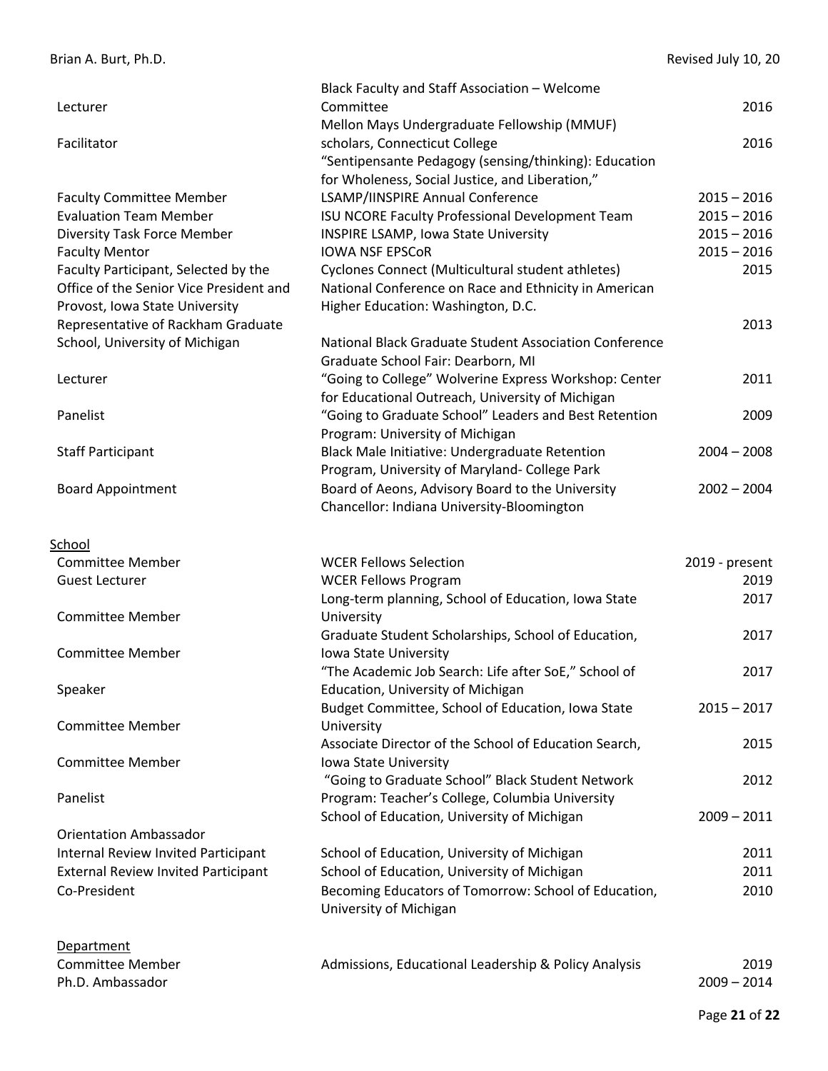| | | |
|---|---|---|
| Lecturer | Black Faculty and Staff Association – Welcome Committee | 2016 |
| Facilitator | Mellon Mays Undergraduate Fellowship (MMUF) scholars, Connecticut College | 2016 |
| | "Sentipensante Pedagogy (sensing/thinking): Education for Wholeness, Social Justice, and Liberation," | |
| Faculty Committee Member | LSAMP/IINSPIRE Annual Conference | 2015 – 2016 |
| Evaluation Team Member | ISU NCORE Faculty Professional Development Team | 2015 – 2016 |
| Diversity Task Force Member | INSPIRE LSAMP, Iowa State University | 2015 – 2016 |
| Faculty Mentor | IOWA NSF EPSCoR | 2015 – 2016 |
| Faculty Participant, Selected by the Office of the Senior Vice President and Provost, Iowa State University | Cyclones Connect (Multicultural student athletes) National Conference on Race and Ethnicity in American Higher Education: Washington, D.C. | 2015 |
| Representative of Rackham Graduate School, University of Michigan | National Black Graduate Student Association Conference Graduate School Fair: Dearborn, MI | 2013 |
| Lecturer | "Going to College" Wolverine Express Workshop: Center for Educational Outreach, University of Michigan | 2011 |
| Panelist | "Going to Graduate School" Leaders and Best Retention Program: University of Michigan | 2009 |
| Staff Participant | Black Male Initiative: Undergraduate Retention Program, University of Maryland- College Park | 2004 – 2008 |
| Board Appointment | Board of Aeons, Advisory Board to the University Chancellor: Indiana University-Bloomington | 2002 – 2004 |

## School

| | | |
|---|---|---|
| Committee Member | WCER Fellows Selection | 2019 - present |
| Guest Lecturer | WCER Fellows Program | 2019 |
| Committee Member | Long-term planning, School of Education, Iowa State University | 2017 |
| Committee Member | Graduate Student Scholarships, School of Education, Iowa State University | 2017 |
| Speaker | "The Academic Job Search: Life after SoE," School of Education, University of Michigan | 2017 |
| Committee Member | Budget Committee, School of Education, Iowa State University | 2015 – 2017 |
| Committee Member | Associate Director of the School of Education Search, Iowa State University | 2015 |
| Panelist | "Going to Graduate School" Black Student Network Program: Teacher's College, Columbia University | 2012 |
| Orientation Ambassador | School of Education, University of Michigan | 2009 – 2011 |
| Internal Review Invited Participant | School of Education, University of Michigan | 2011 |
| External Review Invited Participant | School of Education, University of Michigan | 2011 |
| Co-President | Becoming Educators of Tomorrow: School of Education, University of Michigan | 2010 |

## Department

| | | |
|---|---|---|
| Committee Member | Admissions, Educational Leadership & Policy Analysis | 2019 |
| Ph.D. Ambassador | | 2009 – 2014 |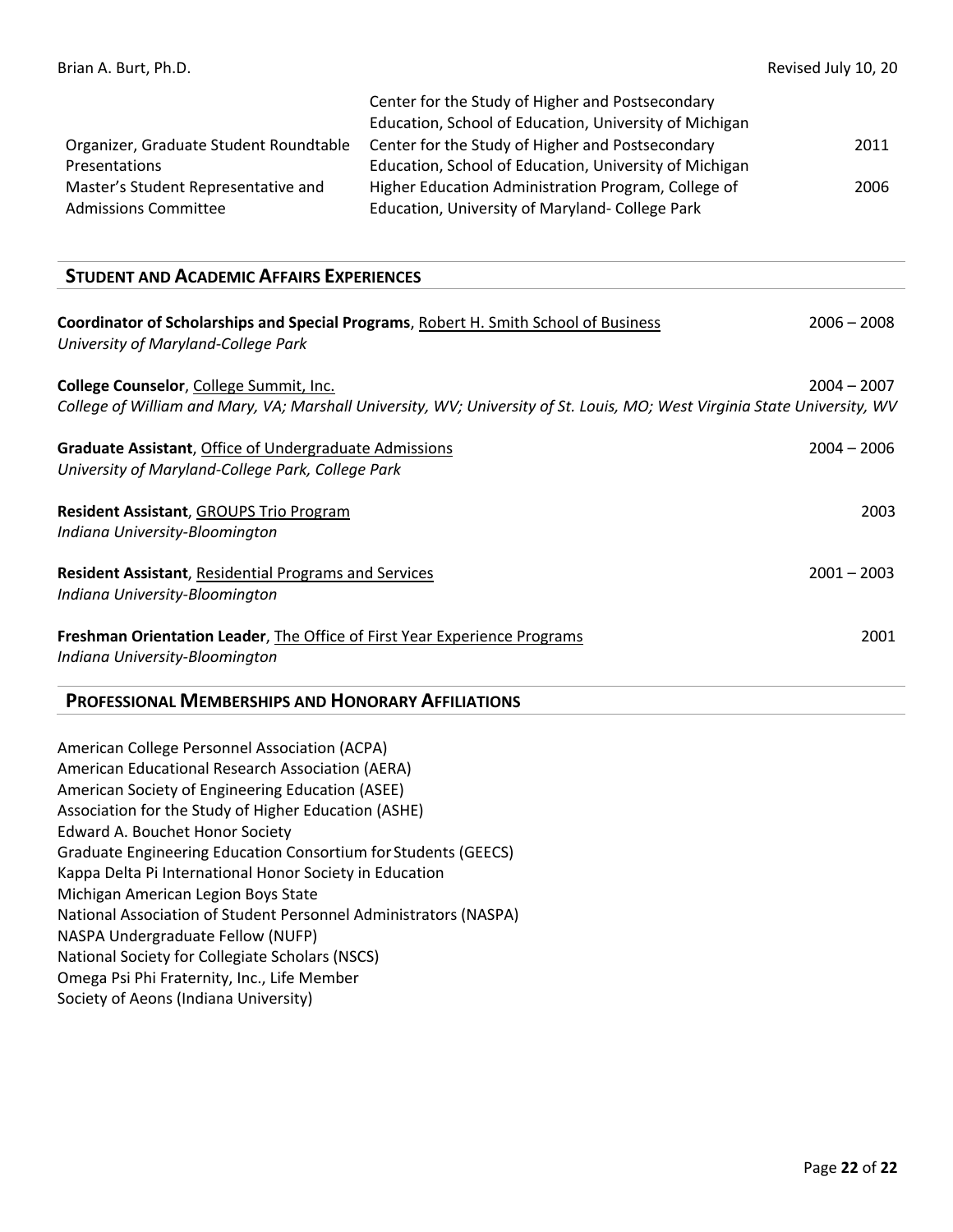| | | |
|---|---|---|
| | Center for the Study of Higher and Postsecondary Education, School of Education, University of Michigan | |
| Organizer, Graduate Student Roundtable Presentations | Center for the Study of Higher and Postsecondary Education, School of Education, University of Michigan | 2011 |
| Master's Student Representative and Admissions Committee | Higher Education Administration Program, College of Education, University of Maryland- College Park | 2006 |

## STUDENT AND ACADEMIC AFFAIRS EXPERIENCES

**Coordinator of Scholarships and Special Programs**, Robert H. Smith School of Business — 2006 – 2008
*University of Maryland-College Park*

**College Counselor**, College Summit, Inc. — 2004 – 2007
*College of William and Mary, VA; Marshall University, WV; University of St. Louis, MO; West Virginia State University, WV*

**Graduate Assistant**, Office of Undergraduate Admissions — 2004 – 2006
*University of Maryland-College Park, College Park*

**Resident Assistant**, GROUPS Trio Program — 2003
*Indiana University-Bloomington*

**Resident Assistant**, Residential Programs and Services — 2001 – 2003
*Indiana University-Bloomington*

**Freshman Orientation Leader**, The Office of First Year Experience Programs — 2001
*Indiana University-Bloomington*

## PROFESSIONAL MEMBERSHIPS AND HONORARY AFFILIATIONS

American College Personnel Association (ACPA)
American Educational Research Association (AERA)
American Society of Engineering Education (ASEE)
Association for the Study of Higher Education (ASHE)
Edward A. Bouchet Honor Society
Graduate Engineering Education Consortium for Students (GEECS)
Kappa Delta Pi International Honor Society in Education
Michigan American Legion Boys State
National Association of Student Personnel Administrators (NASPA)
NASPA Undergraduate Fellow (NUFP)
National Society for Collegiate Scholars (NSCS)
Omega Psi Phi Fraternity, Inc., Life Member
Society of Aeons (Indiana University)